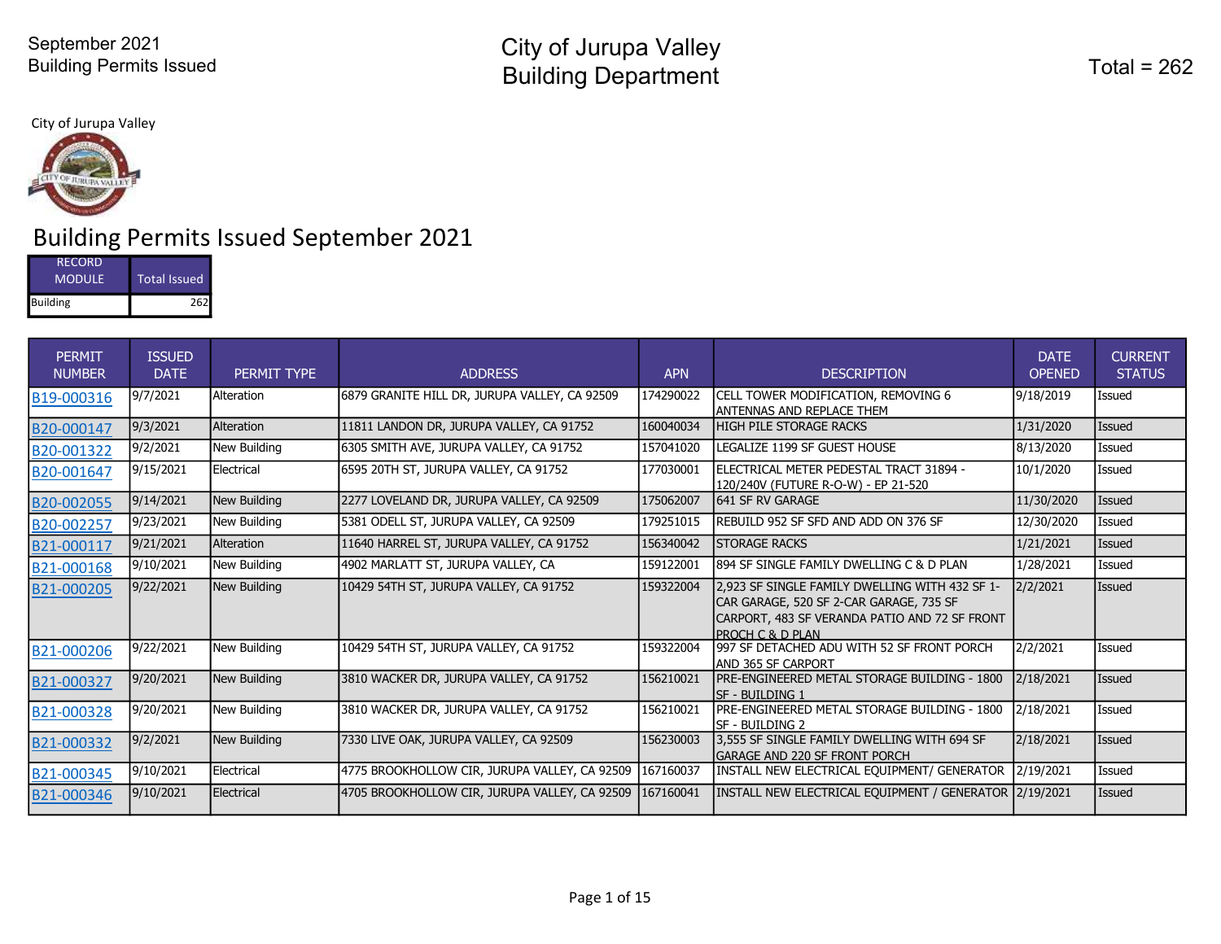September 2021
Building Permits Issued

# City of Jurupa Valley
## Building Department

Total = 262

City of Jurupa Valley

## Building Permits Issued September 2021

| RECORD MODULE | Total Issued |
|---|---|
| Building | 262 |

| PERMIT NUMBER | ISSUED DATE | PERMIT TYPE | ADDRESS | APN | DESCRIPTION | DATE OPENED | CURRENT STATUS |
|---|---|---|---|---|---|---|---|
| B19-000316 | 9/7/2021 | Alteration | 6879 GRANITE HILL DR, JURUPA VALLEY, CA 92509 | 174290022 | CELL TOWER MODIFICATION, REMOVING 6 ANTENNAS AND REPLACE THEM | 9/18/2019 | Issued |
| B20-000147 | 9/3/2021 | Alteration | 11811 LANDON DR, JURUPA VALLEY, CA 91752 | 160040034 | HIGH PILE STORAGE RACKS | 1/31/2020 | Issued |
| B20-001322 | 9/2/2021 | New Building | 6305 SMITH AVE, JURUPA VALLEY, CA 91752 | 157041020 | LEGALIZE 1199 SF GUEST HOUSE | 8/13/2020 | Issued |
| B20-001647 | 9/15/2021 | Electrical | 6595 20TH ST, JURUPA VALLEY, CA 91752 | 177030001 | ELECTRICAL METER PEDESTAL TRACT 31894 - 120/240V (FUTURE R-O-W) - EP 21-520 | 10/1/2020 | Issued |
| B20-002055 | 9/14/2021 | New Building | 2277 LOVELAND DR, JURUPA VALLEY, CA 92509 | 175062007 | 641 SF RV GARAGE | 11/30/2020 | Issued |
| B20-002257 | 9/23/2021 | New Building | 5381 ODELL ST, JURUPA VALLEY, CA 92509 | 179251015 | REBUILD 952 SF SFD AND ADD ON 376 SF | 12/30/2020 | Issued |
| B21-000117 | 9/21/2021 | Alteration | 11640 HARREL ST, JURUPA VALLEY, CA 91752 | 156340042 | STORAGE RACKS | 1/21/2021 | Issued |
| B21-000168 | 9/10/2021 | New Building | 4902 MARLATT ST, JURUPA VALLEY, CA | 159122001 | 894 SF SINGLE FAMILY DWELLING C & D PLAN | 1/28/2021 | Issued |
| B21-000205 | 9/22/2021 | New Building | 10429 54TH ST, JURUPA VALLEY, CA 91752 | 159322004 | 2,923 SF SINGLE FAMILY DWELLING WITH 432 SF 1-CAR GARAGE, 520 SF 2-CAR GARAGE, 735 SF CARPORT, 483 SF VERANDA PATIO AND 72 SF FRONT PROCH C & D PLAN | 2/2/2021 | Issued |
| B21-000206 | 9/22/2021 | New Building | 10429 54TH ST, JURUPA VALLEY, CA 91752 | 159322004 | 997 SF DETACHED ADU WITH 52 SF FRONT PORCH AND 365 SF CARPORT | 2/2/2021 | Issued |
| B21-000327 | 9/20/2021 | New Building | 3810 WACKER DR, JURUPA VALLEY, CA 91752 | 156210021 | PRE-ENGINEERED METAL STORAGE BUILDING - 1800 SF - BUILDING 1 | 2/18/2021 | Issued |
| B21-000328 | 9/20/2021 | New Building | 3810 WACKER DR, JURUPA VALLEY, CA 91752 | 156210021 | PRE-ENGINEERED METAL STORAGE BUILDING - 1800 SF - BUILDING 2 | 2/18/2021 | Issued |
| B21-000332 | 9/2/2021 | New Building | 7330 LIVE OAK, JURUPA VALLEY, CA 92509 | 156230003 | 3,555 SF SINGLE FAMILY DWELLING WITH 694 SF GARAGE AND 220 SF FRONT PORCH | 2/18/2021 | Issued |
| B21-000345 | 9/10/2021 | Electrical | 4775 BROOKHOLLOW CIR, JURUPA VALLEY, CA 92509 | 167160037 | INSTALL NEW ELECTRICAL EQUIPMENT/ GENERATOR | 2/19/2021 | Issued |
| B21-000346 | 9/10/2021 | Electrical | 4705 BROOKHOLLOW CIR, JURUPA VALLEY, CA 92509 | 167160041 | INSTALL NEW ELECTRICAL EQUIPMENT / GENERATOR | 2/19/2021 | Issued |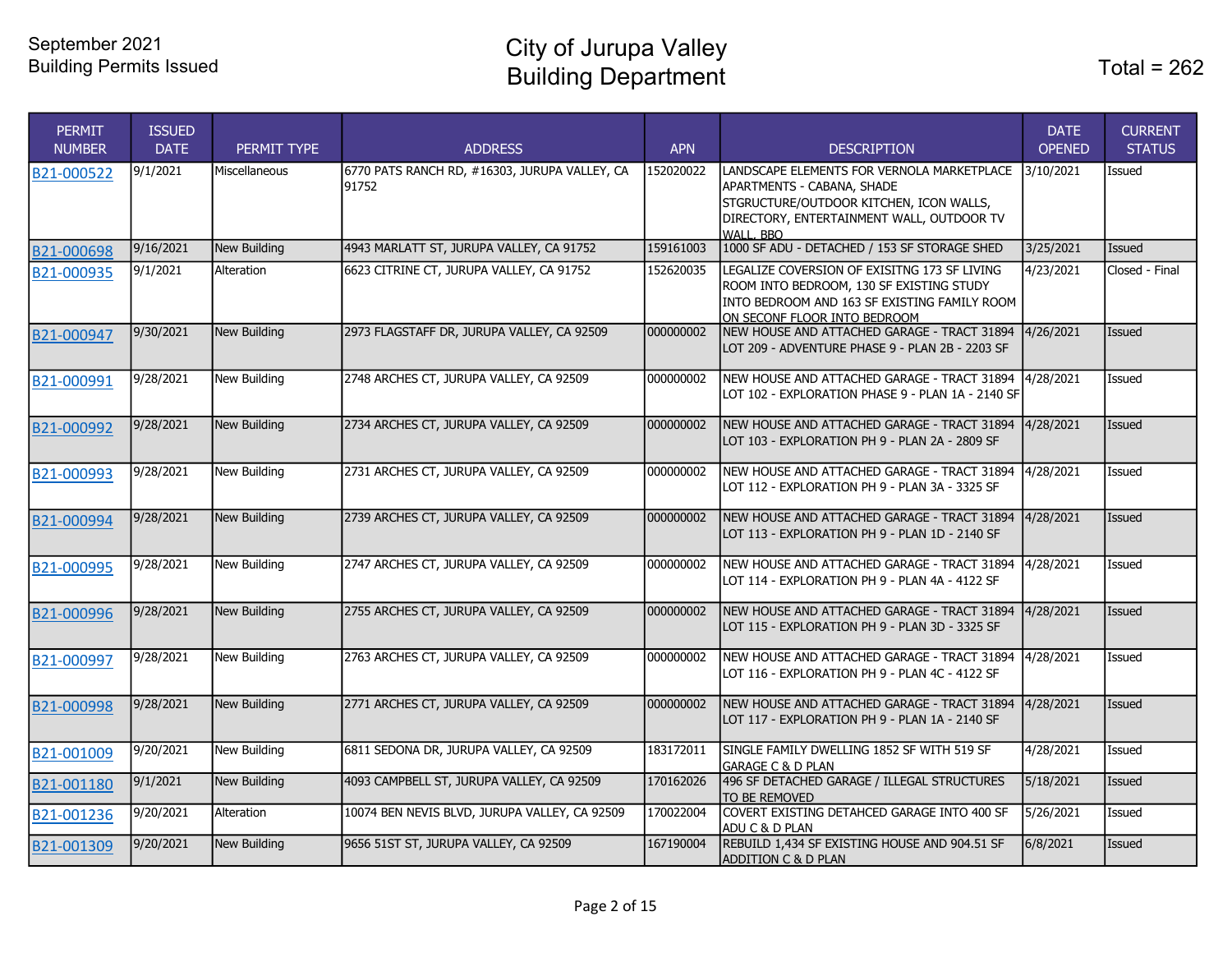September 2021
Building Permits Issued

# City of Jurupa Valley
# Building Department

Total = 262

| PERMIT NUMBER | ISSUED DATE | PERMIT TYPE | ADDRESS | APN | DESCRIPTION | DATE OPENED | CURRENT STATUS |
|---|---|---|---|---|---|---|---|
| B21-000522 | 9/1/2021 | Miscellaneous | 6770 PATS RANCH RD, #16303, JURUPA VALLEY, CA 91752 | 152020022 | LANDSCAPE ELEMENTS FOR VERNOLA MARKETPLACE APARTMENTS - CABANA, SHADE STGRUCTURE/OUTDOOR KITCHEN, ICON WALLS, DIRECTORY, ENTERTAINMENT WALL, OUTDOOR TV WALL, BBQ | 3/10/2021 | Issued |
| B21-000698 | 9/16/2021 | New Building | 4943 MARLATT ST, JURUPA VALLEY, CA 91752 | 159161003 | 1000 SF ADU - DETACHED / 153 SF STORAGE SHED | 3/25/2021 | Issued |
| B21-000935 | 9/1/2021 | Alteration | 6623 CITRINE CT, JURUPA VALLEY, CA 91752 | 152620035 | LEGALIZE COVERSION OF EXISITNG 173 SF LIVING ROOM INTO BEDROOM, 130 SF EXISTING STUDY INTO BEDROOM AND 163 SF EXISTING FAMILY ROOM ON SECONF FLOOR INTO BEDROOM | 4/23/2021 | Closed - Final |
| B21-000947 | 9/30/2021 | New Building | 2973 FLAGSTAFF DR, JURUPA VALLEY, CA 92509 | 000000002 | NEW HOUSE AND ATTACHED GARAGE - TRACT 31894 LOT 209 - ADVENTURE PHASE 9 - PLAN 2B - 2203 SF | 4/26/2021 | Issued |
| B21-000991 | 9/28/2021 | New Building | 2748 ARCHES CT, JURUPA VALLEY, CA 92509 | 000000002 | NEW HOUSE AND ATTACHED GARAGE - TRACT 31894 LOT 102 - EXPLORATION PHASE 9 - PLAN 1A - 2140 SF | 4/28/2021 | Issued |
| B21-000992 | 9/28/2021 | New Building | 2734 ARCHES CT, JURUPA VALLEY, CA 92509 | 000000002 | NEW HOUSE AND ATTACHED GARAGE - TRACT 31894 LOT 103 - EXPLORATION PH 9 - PLAN 2A - 2809 SF | 4/28/2021 | Issued |
| B21-000993 | 9/28/2021 | New Building | 2731 ARCHES CT, JURUPA VALLEY, CA 92509 | 000000002 | NEW HOUSE AND ATTACHED GARAGE - TRACT 31894 LOT 112 - EXPLORATION PH 9 - PLAN 3A - 3325 SF | 4/28/2021 | Issued |
| B21-000994 | 9/28/2021 | New Building | 2739 ARCHES CT, JURUPA VALLEY, CA 92509 | 000000002 | NEW HOUSE AND ATTACHED GARAGE - TRACT 31894 LOT 113 - EXPLORATION PH 9 - PLAN 1D - 2140 SF | 4/28/2021 | Issued |
| B21-000995 | 9/28/2021 | New Building | 2747 ARCHES CT, JURUPA VALLEY, CA 92509 | 000000002 | NEW HOUSE AND ATTACHED GARAGE - TRACT 31894 LOT 114 - EXPLORATION PH 9 - PLAN 4A - 4122 SF | 4/28/2021 | Issued |
| B21-000996 | 9/28/2021 | New Building | 2755 ARCHES CT, JURUPA VALLEY, CA 92509 | 000000002 | NEW HOUSE AND ATTACHED GARAGE - TRACT 31894 LOT 115 - EXPLORATION PH 9 - PLAN 3D - 3325 SF | 4/28/2021 | Issued |
| B21-000997 | 9/28/2021 | New Building | 2763 ARCHES CT, JURUPA VALLEY, CA 92509 | 000000002 | NEW HOUSE AND ATTACHED GARAGE - TRACT 31894 LOT 116 - EXPLORATION PH 9 - PLAN 4C - 4122 SF | 4/28/2021 | Issued |
| B21-000998 | 9/28/2021 | New Building | 2771 ARCHES CT, JURUPA VALLEY, CA 92509 | 000000002 | NEW HOUSE AND ATTACHED GARAGE - TRACT 31894 LOT 117 - EXPLORATION PH 9 - PLAN 1A - 2140 SF | 4/28/2021 | Issued |
| B21-001009 | 9/20/2021 | New Building | 6811 SEDONA DR, JURUPA VALLEY, CA 92509 | 183172011 | SINGLE FAMILY DWELLING 1852 SF WITH 519 SF GARAGE C & D PLAN | 4/28/2021 | Issued |
| B21-001180 | 9/1/2021 | New Building | 4093 CAMPBELL ST, JURUPA VALLEY, CA 92509 | 170162026 | 496 SF DETACHED GARAGE / ILLEGAL STRUCTURES TO BE REMOVED | 5/18/2021 | Issued |
| B21-001236 | 9/20/2021 | Alteration | 10074 BEN NEVIS BLVD, JURUPA VALLEY, CA 92509 | 170022004 | COVERT EXISTING DETAHCED GARAGE INTO 400 SF ADU C & D PLAN | 5/26/2021 | Issued |
| B21-001309 | 9/20/2021 | New Building | 9656 51ST ST, JURUPA VALLEY, CA 92509 | 167190004 | REBUILD 1,434 SF EXISTING HOUSE AND 904.51 SF ADDITION C & D PLAN | 6/8/2021 | Issued |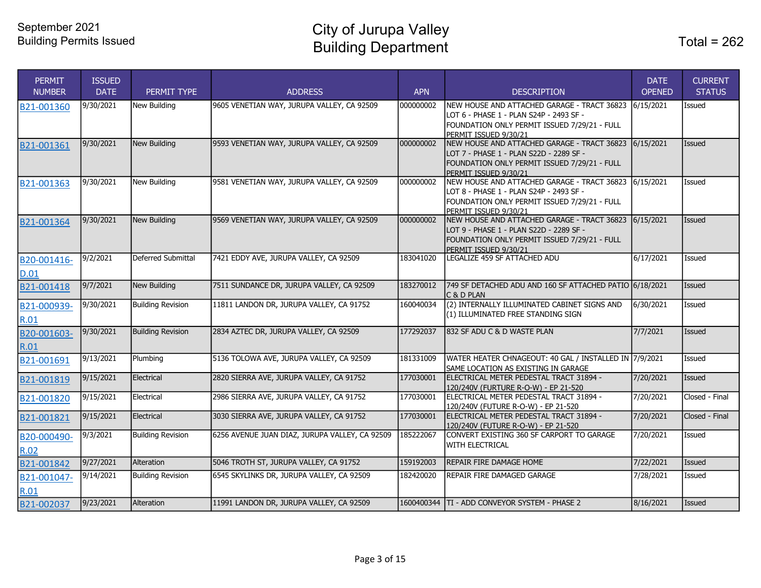September 2021
Building Permits Issued

# City of Jurupa Valley
# Building Department

Total = 262

| PERMIT NUMBER | ISSUED DATE | PERMIT TYPE | ADDRESS | APN | DESCRIPTION | DATE OPENED | CURRENT STATUS |
|---|---|---|---|---|---|---|---|
| B21-001360 | 9/30/2021 | New Building | 9605 VENETIAN WAY, JURUPA VALLEY, CA 92509 | 000000002 | NEW HOUSE AND ATTACHED GARAGE - TRACT 36823 LOT 6 - PHASE 1 - PLAN S24P - 2493 SF - FOUNDATION ONLY PERMIT ISSUED 7/29/21 - FULL PERMIT ISSUED 9/30/21 | 6/15/2021 | Issued |
| B21-001361 | 9/30/2021 | New Building | 9593 VENETIAN WAY, JURUPA VALLEY, CA 92509 | 000000002 | NEW HOUSE AND ATTACHED GARAGE - TRACT 36823 LOT 7 - PHASE 1 - PLAN S22D - 2289 SF - FOUNDATION ONLY PERMIT ISSUED 7/29/21 - FULL PERMIT ISSUED 9/30/21 | 6/15/2021 | Issued |
| B21-001363 | 9/30/2021 | New Building | 9581 VENETIAN WAY, JURUPA VALLEY, CA 92509 | 000000002 | NEW HOUSE AND ATTACHED GARAGE - TRACT 36823 LOT 8 - PHASE 1 - PLAN S24P - 2493 SF - FOUNDATION ONLY PERMIT ISSUED 7/29/21 - FULL PERMIT ISSUED 9/30/21 | 6/15/2021 | Issued |
| B21-001364 | 9/30/2021 | New Building | 9569 VENETIAN WAY, JURUPA VALLEY, CA 92509 | 000000002 | NEW HOUSE AND ATTACHED GARAGE - TRACT 36823 LOT 9 - PHASE 1 - PLAN S22D - 2289 SF - FOUNDATION ONLY PERMIT ISSUED 7/29/21 - FULL PERMIT ISSUED 9/30/21 | 6/15/2021 | Issued |
| B20-001416-D.01 | 9/2/2021 | Deferred Submittal | 7421 EDDY AVE, JURUPA VALLEY, CA 92509 | 183041020 | LEGALIZE 459 SF ATTACHED ADU | 6/17/2021 | Issued |
| B21-001418 | 9/7/2021 | New Building | 7511 SUNDANCE DR, JURUPA VALLEY, CA 92509 | 183270012 | 749 SF DETACHED ADU AND 160 SF ATTACHED PATIO C & D PLAN | 6/18/2021 | Issued |
| B21-000939-R.01 | 9/30/2021 | Building Revision | 11811 LANDON DR, JURUPA VALLEY, CA 91752 | 160040034 | (2) INTERNALLY ILLUMINATED CABINET SIGNS AND (1) ILLUMINATED FREE STANDING SIGN | 6/30/2021 | Issued |
| B20-001603-R.01 | 9/30/2021 | Building Revision | 2834 AZTEC DR, JURUPA VALLEY, CA 92509 | 177292037 | 832 SF ADU C & D WASTE PLAN | 7/7/2021 | Issued |
| B21-001691 | 9/13/2021 | Plumbing | 5136 TOLOWA AVE, JURUPA VALLEY, CA 92509 | 181331009 | WATER HEATER CHNAGEOUT: 40 GAL / INSTALLED IN SAME LOCATION AS EXISTING IN GARAGE | 7/9/2021 | Issued |
| B21-001819 | 9/15/2021 | Electrical | 2820 SIERRA AVE, JURUPA VALLEY, CA 91752 | 177030001 | ELECTRICAL METER PEDESTAL TRACT 31894 - 120/240V (FURTURE R-O-W) - EP 21-520 | 7/20/2021 | Issued |
| B21-001820 | 9/15/2021 | Electrical | 2986 SIERRA AVE, JURUPA VALLEY, CA 91752 | 177030001 | ELECTRICAL METER PEDESTAL TRACT 31894 - 120/240V (FUTURE R-O-W) - EP 21-520 | 7/20/2021 | Closed - Final |
| B21-001821 | 9/15/2021 | Electrical | 3030 SIERRA AVE, JURUPA VALLEY, CA 91752 | 177030001 | ELECTRICAL METER PEDESTAL TRACT 31894 - 120/240V (FUTURE R-O-W) - EP 21-520 | 7/20/2021 | Closed - Final |
| B20-000490-R.02 | 9/3/2021 | Building Revision | 6256 AVENUE JUAN DIAZ, JURUPA VALLEY, CA 92509 | 185222067 | CONVERT EXISTING 360 SF CARPORT TO GARAGE WITH ELECTRICAL | 7/20/2021 | Issued |
| B21-001842 | 9/27/2021 | Alteration | 5046 TROTH ST, JURUPA VALLEY, CA 91752 | 159192003 | REPAIR FIRE DAMAGE HOME | 7/22/2021 | Issued |
| B21-001047-R.01 | 9/14/2021 | Building Revision | 6545 SKYLINKS DR, JURUPA VALLEY, CA 92509 | 182420020 | REPAIR FIRE DAMAGED GARAGE | 7/28/2021 | Issued |
| B21-002037 | 9/23/2021 | Alteration | 11991 LANDON DR, JURUPA VALLEY, CA 92509 | 1600400344 | TI - ADD CONVEYOR SYSTEM - PHASE 2 | 8/16/2021 | Issued |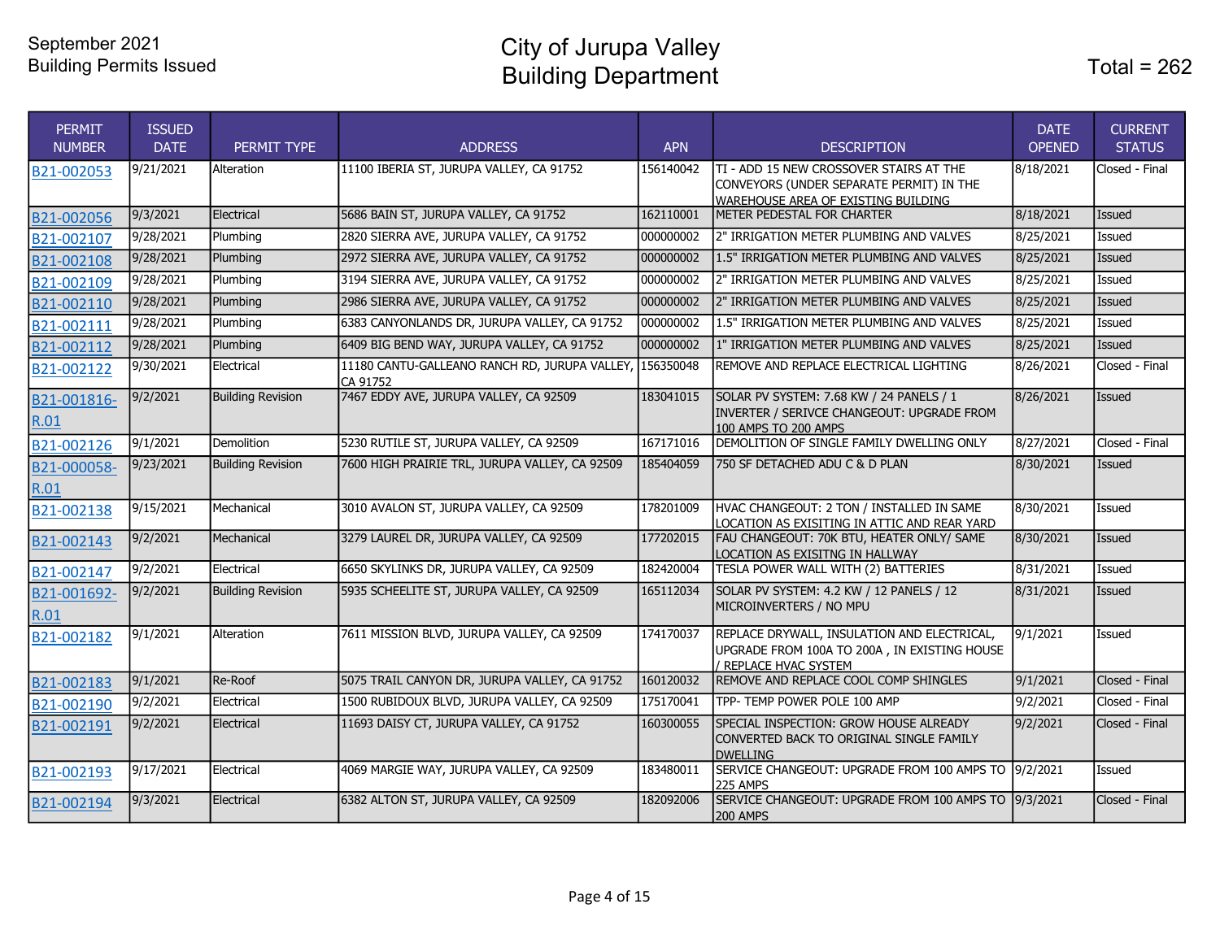September 2021
Building Permits Issued

# City of Jurupa Valley
# Building Department

Total = 262

| PERMIT NUMBER | ISSUED DATE | PERMIT TYPE | ADDRESS | APN | DESCRIPTION | DATE OPENED | CURRENT STATUS |
|---|---|---|---|---|---|---|---|
| B21-002053 | 9/21/2021 | Alteration | 11100 IBERIA ST, JURUPA VALLEY, CA 91752 | 156140042 | TI - ADD 15 NEW CROSSOVER STAIRS AT THE CONVEYORS (UNDER SEPARATE PERMIT) IN THE WAREHOUSE AREA OF EXISTING BUILDING | 8/18/2021 | Closed - Final |
| B21-002056 | 9/3/2021 | Electrical | 5686 BAIN ST, JURUPA VALLEY, CA 91752 | 162110001 | METER PEDESTAL FOR CHARTER | 8/18/2021 | Issued |
| B21-002107 | 9/28/2021 | Plumbing | 2820 SIERRA AVE, JURUPA VALLEY, CA 91752 | 000000002 | 2" IRRIGATION METER PLUMBING AND VALVES | 8/25/2021 | Issued |
| B21-002108 | 9/28/2021 | Plumbing | 2972 SIERRA AVE, JURUPA VALLEY, CA 91752 | 000000002 | 1.5" IRRIGATION METER PLUMBING AND VALVES | 8/25/2021 | Issued |
| B21-002109 | 9/28/2021 | Plumbing | 3194 SIERRA AVE, JURUPA VALLEY, CA 91752 | 000000002 | 2" IRRIGATION METER PLUMBING AND VALVES | 8/25/2021 | Issued |
| B21-002110 | 9/28/2021 | Plumbing | 2986 SIERRA AVE, JURUPA VALLEY, CA 91752 | 000000002 | 2" IRRIGATION METER PLUMBING AND VALVES | 8/25/2021 | Issued |
| B21-002111 | 9/28/2021 | Plumbing | 6383 CANYONLANDS DR, JURUPA VALLEY, CA 91752 | 000000002 | 1.5" IRRIGATION METER PLUMBING AND VALVES | 8/25/2021 | Issued |
| B21-002112 | 9/28/2021 | Plumbing | 6409 BIG BEND WAY, JURUPA VALLEY, CA 91752 | 000000002 | 1" IRRIGATION METER PLUMBING AND VALVES | 8/25/2021 | Issued |
| B21-002122 | 9/30/2021 | Electrical | 11180 CANTU-GALLEANO RANCH RD, JURUPA VALLEY, CA 91752 | 156350048 | REMOVE AND REPLACE ELECTRICAL LIGHTING | 8/26/2021 | Closed - Final |
| B21-001816-R.01 | 9/2/2021 | Building Revision | 7467 EDDY AVE, JURUPA VALLEY, CA 92509 | 183041015 | SOLAR PV SYSTEM: 7.68 KW / 24 PANELS / 1 INVERTER / SERIVCE CHANGEOUT: UPGRADE FROM 100 AMPS TO 200 AMPS | 8/26/2021 | Issued |
| B21-002126 | 9/1/2021 | Demolition | 5230 RUTILE ST, JURUPA VALLEY, CA 92509 | 167171016 | DEMOLITION OF SINGLE FAMILY DWELLING ONLY | 8/27/2021 | Closed - Final |
| B21-000058-R.01 | 9/23/2021 | Building Revision | 7600 HIGH PRAIRIE TRL, JURUPA VALLEY, CA 92509 | 185404059 | 750 SF DETACHED ADU C & D PLAN | 8/30/2021 | Issued |
| B21-002138 | 9/15/2021 | Mechanical | 3010 AVALON ST, JURUPA VALLEY, CA 92509 | 178201009 | HVAC CHANGEOUT: 2 TON / INSTALLED IN SAME LOCATION AS EXISITING IN ATTIC AND REAR YARD | 8/30/2021 | Issued |
| B21-002143 | 9/2/2021 | Mechanical | 3279 LAUREL DR, JURUPA VALLEY, CA 92509 | 177202015 | FAU CHANGEOUT: 70K BTU, HEATER ONLY/ SAME LOCATION AS EXISITNG IN HALLWAY | 8/30/2021 | Issued |
| B21-002147 | 9/2/2021 | Electrical | 6650 SKYLINKS DR, JURUPA VALLEY, CA 92509 | 182420004 | TESLA POWER WALL WITH (2) BATTERIES | 8/31/2021 | Issued |
| B21-001692-R.01 | 9/2/2021 | Building Revision | 5935 SCHEELITE ST, JURUPA VALLEY, CA 92509 | 165112034 | SOLAR PV SYSTEM: 4.2 KW / 12 PANELS / 12 MICROINVERTERS / NO MPU | 8/31/2021 | Issued |
| B21-002182 | 9/1/2021 | Alteration | 7611 MISSION BLVD, JURUPA VALLEY, CA 92509 | 174170037 | REPLACE DRYWALL, INSULATION AND ELECTRICAL, UPGRADE FROM 100A TO 200A , IN EXISTING HOUSE / REPLACE HVAC SYSTEM | 9/1/2021 | Issued |
| B21-002183 | 9/1/2021 | Re-Roof | 5075 TRAIL CANYON DR, JURUPA VALLEY, CA 91752 | 160120032 | REMOVE AND REPLACE COOL COMP SHINGLES | 9/1/2021 | Closed - Final |
| B21-002190 | 9/2/2021 | Electrical | 1500 RUBIDOUX BLVD, JURUPA VALLEY, CA 92509 | 175170041 | TPP- TEMP POWER POLE 100 AMP | 9/2/2021 | Closed - Final |
| B21-002191 | 9/2/2021 | Electrical | 11693 DAISY CT, JURUPA VALLEY, CA 91752 | 160300055 | SPECIAL INSPECTION: GROW HOUSE ALREADY CONVERTED BACK TO ORIGINAL SINGLE FAMILY DWELLING | 9/2/2021 | Closed - Final |
| B21-002193 | 9/17/2021 | Electrical | 4069 MARGIE WAY, JURUPA VALLEY, CA 92509 | 183480011 | SERVICE CHANGEOUT: UPGRADE FROM 100 AMPS TO 225 AMPS | 9/2/2021 | Issued |
| B21-002194 | 9/3/2021 | Electrical | 6382 ALTON ST, JURUPA VALLEY, CA 92509 | 182092006 | SERVICE CHANGEOUT: UPGRADE FROM 100 AMPS TO 200 AMPS | 9/3/2021 | Closed - Final |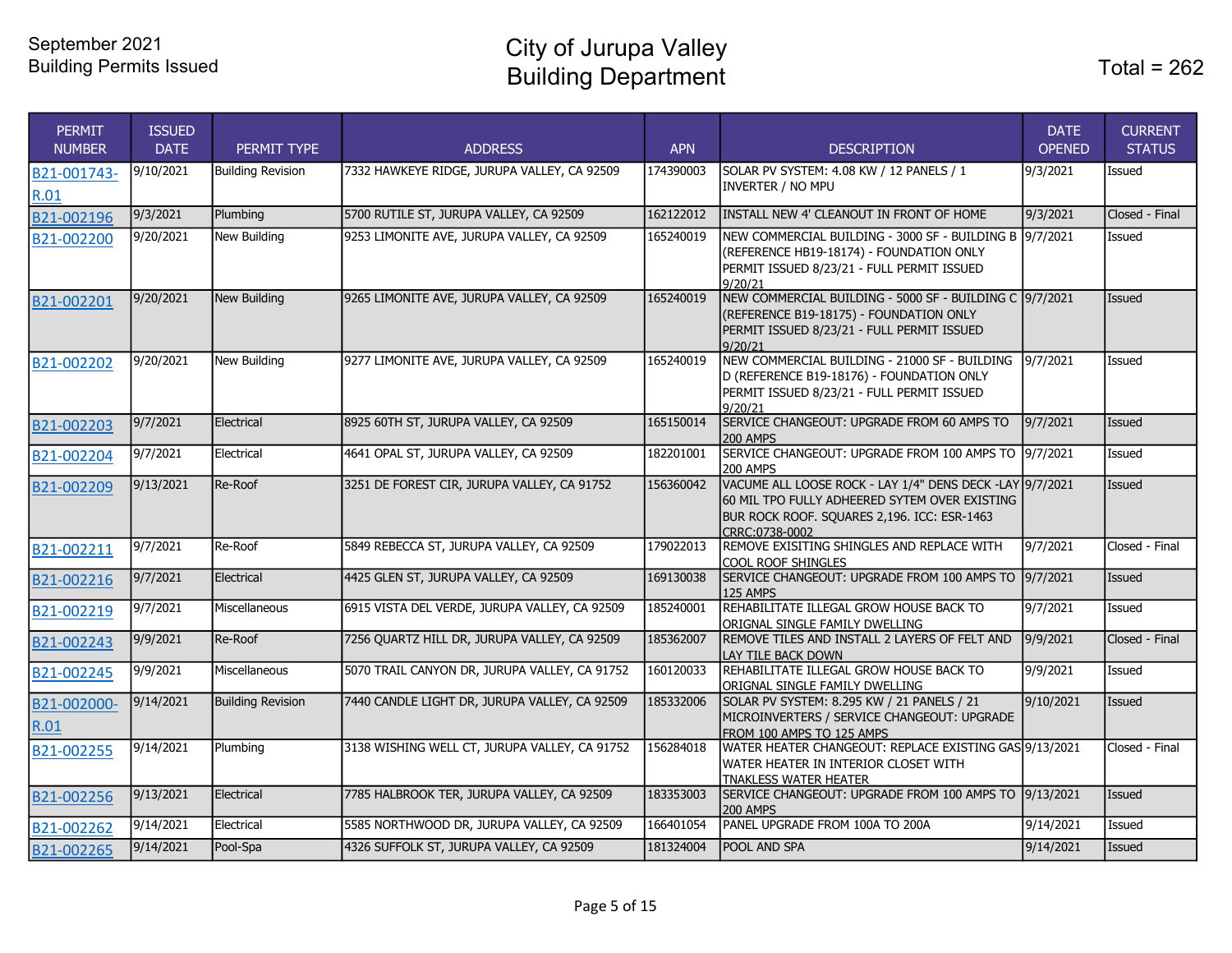September 2021
Building Permits Issued

# City of Jurupa Valley
# Building Department

Total = 262

| PERMIT NUMBER | ISSUED DATE | PERMIT TYPE | ADDRESS | APN | DESCRIPTION | DATE OPENED | CURRENT STATUS |
|---|---|---|---|---|---|---|---|
| B21-001743-R.01 | 9/10/2021 | Building Revision | 7332 HAWKEYE RIDGE, JURUPA VALLEY, CA 92509 | 174390003 | SOLAR PV SYSTEM: 4.08 KW / 12 PANELS / 1 INVERTER / NO MPU | 9/3/2021 | Issued |
| B21-002196 | 9/3/2021 | Plumbing | 5700 RUTILE ST, JURUPA VALLEY, CA 92509 | 162122012 | INSTALL NEW 4' CLEANOUT IN FRONT OF HOME | 9/3/2021 | Closed - Final |
| B21-002200 | 9/20/2021 | New Building | 9253 LIMONITE AVE, JURUPA VALLEY, CA 92509 | 165240019 | NEW COMMERCIAL BUILDING - 3000 SF - BUILDING B (REFERENCE HB19-18174) - FOUNDATION ONLY PERMIT ISSUED 8/23/21 - FULL PERMIT ISSUED 9/20/21 | 9/7/2021 | Issued |
| B21-002201 | 9/20/2021 | New Building | 9265 LIMONITE AVE, JURUPA VALLEY, CA 92509 | 165240019 | NEW COMMERCIAL BUILDING - 5000 SF - BUILDING C (REFERENCE B19-18175) - FOUNDATION ONLY PERMIT ISSUED 8/23/21 - FULL PERMIT ISSUED 9/20/21 | 9/7/2021 | Issued |
| B21-002202 | 9/20/2021 | New Building | 9277 LIMONITE AVE, JURUPA VALLEY, CA 92509 | 165240019 | NEW COMMERCIAL BUILDING - 21000 SF - BUILDING D (REFERENCE B19-18176) - FOUNDATION ONLY PERMIT ISSUED 8/23/21 - FULL PERMIT ISSUED 9/20/21 | 9/7/2021 | Issued |
| B21-002203 | 9/7/2021 | Electrical | 8925 60TH ST, JURUPA VALLEY, CA 92509 | 165150014 | SERVICE CHANGEOUT: UPGRADE FROM 60 AMPS TO 200 AMPS | 9/7/2021 | Issued |
| B21-002204 | 9/7/2021 | Electrical | 4641 OPAL ST, JURUPA VALLEY, CA 92509 | 182201001 | SERVICE CHANGEOUT: UPGRADE FROM 100 AMPS TO 200 AMPS | 9/7/2021 | Issued |
| B21-002209 | 9/13/2021 | Re-Roof | 3251 DE FOREST CIR, JURUPA VALLEY, CA 91752 | 156360042 | VACUME ALL LOOSE ROCK - LAY 1/4" DENS DECK -LAY 60 MIL TPO FULLY ADHEERED SYTEM OVER EXISTING BUR ROCK ROOF. SQUARES 2,196. ICC: ESR-1463 CRRC:0738-0002 | 9/7/2021 | Issued |
| B21-002211 | 9/7/2021 | Re-Roof | 5849 REBECCA ST, JURUPA VALLEY, CA 92509 | 179022013 | REMOVE EXISITING SHINGLES AND REPLACE WITH COOL ROOF SHINGLES | 9/7/2021 | Closed - Final |
| B21-002216 | 9/7/2021 | Electrical | 4425 GLEN ST, JURUPA VALLEY, CA 92509 | 169130038 | SERVICE CHANGEOUT: UPGRADE FROM 100 AMPS TO 125 AMPS | 9/7/2021 | Issued |
| B21-002219 | 9/7/2021 | Miscellaneous | 6915 VISTA DEL VERDE, JURUPA VALLEY, CA 92509 | 185240001 | REHABILITATE ILLEGAL GROW HOUSE BACK TO ORIGNAL SINGLE FAMILY DWELLING | 9/7/2021 | Issued |
| B21-002243 | 9/9/2021 | Re-Roof | 7256 QUARTZ HILL DR, JURUPA VALLEY, CA 92509 | 185362007 | REMOVE TILES AND INSTALL 2 LAYERS OF FELT AND LAY TILE BACK DOWN | 9/9/2021 | Closed - Final |
| B21-002245 | 9/9/2021 | Miscellaneous | 5070 TRAIL CANYON DR, JURUPA VALLEY, CA 91752 | 160120033 | REHABILITATE ILLEGAL GROW HOUSE BACK TO ORIGNAL SINGLE FAMILY DWELLING | 9/9/2021 | Issued |
| B21-002000-R.01 | 9/14/2021 | Building Revision | 7440 CANDLE LIGHT DR, JURUPA VALLEY, CA 92509 | 185332006 | SOLAR PV SYSTEM: 8.295 KW / 21 PANELS / 21 MICROINVERTERS / SERVICE CHANGEOUT: UPGRADE FROM 100 AMPS TO 125 AMPS | 9/10/2021 | Issued |
| B21-002255 | 9/14/2021 | Plumbing | 3138 WISHING WELL CT, JURUPA VALLEY, CA 91752 | 156284018 | WATER HEATER CHANGEOUT: REPLACE EXISTING GAS WATER HEATER IN INTERIOR CLOSET WITH TNAKLESS WATER HEATER | 9/13/2021 | Closed - Final |
| B21-002256 | 9/13/2021 | Electrical | 7785 HALBROOK TER, JURUPA VALLEY, CA 92509 | 183353003 | SERVICE CHANGEOUT: UPGRADE FROM 100 AMPS TO 200 AMPS | 9/13/2021 | Issued |
| B21-002262 | 9/14/2021 | Electrical | 5585 NORTHWOOD DR, JURUPA VALLEY, CA 92509 | 166401054 | PANEL UPGRADE FROM 100A TO 200A | 9/14/2021 | Issued |
| B21-002265 | 9/14/2021 | Pool-Spa | 4326 SUFFOLK ST, JURUPA VALLEY, CA 92509 | 181324004 | POOL AND SPA | 9/14/2021 | Issued |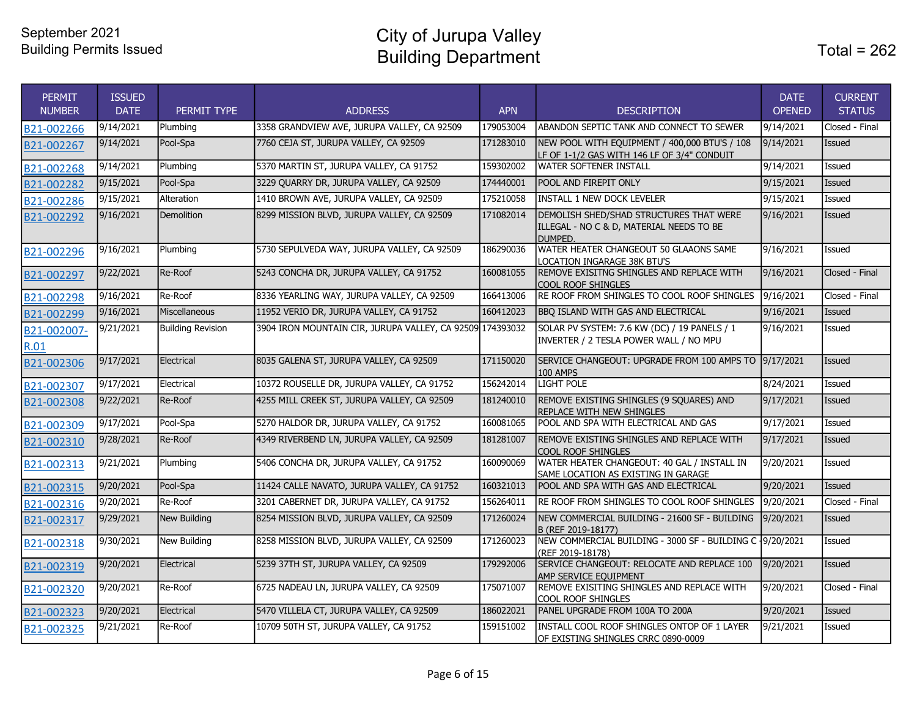September 2021
Building Permits Issued

# City of Jurupa Valley
# Building Department

Total = 262

| PERMIT NUMBER | ISSUED DATE | PERMIT TYPE | ADDRESS | APN | DESCRIPTION | DATE OPENED | CURRENT STATUS |
|---|---|---|---|---|---|---|---|
| B21-002266 | 9/14/2021 | Plumbing | 3358 GRANDVIEW AVE, JURUPA VALLEY, CA 92509 | 179053004 | ABANDON SEPTIC TANK AND CONNECT TO SEWER | 9/14/2021 | Closed - Final |
| B21-002267 | 9/14/2021 | Pool-Spa | 7760 CEJA ST, JURUPA VALLEY, CA 92509 | 171283010 | NEW POOL WITH EQUIPMENT / 400,000 BTU'S / 108 LF OF 1-1/2 GAS WITH 146 LF OF 3/4" CONDUIT | 9/14/2021 | Issued |
| B21-002268 | 9/14/2021 | Plumbing | 5370 MARTIN ST, JURUPA VALLEY, CA 91752 | 159302002 | WATER SOFTENER INSTALL | 9/14/2021 | Issued |
| B21-002282 | 9/15/2021 | Pool-Spa | 3229 QUARRY DR, JURUPA VALLEY, CA 92509 | 174440001 | POOL AND FIREPIT ONLY | 9/15/2021 | Issued |
| B21-002286 | 9/15/2021 | Alteration | 1410 BROWN AVE, JURUPA VALLEY, CA 92509 | 175210058 | INSTALL 1 NEW DOCK LEVELER | 9/15/2021 | Issued |
| B21-002292 | 9/16/2021 | Demolition | 8299 MISSION BLVD, JURUPA VALLEY, CA 92509 | 171082014 | DEMOLISH SHED/SHAD STRUCTURES THAT WERE ILLEGAL - NO C & D, MATERIAL NEEDS TO BE DUMPED. | 9/16/2021 | Issued |
| B21-002296 | 9/16/2021 | Plumbing | 5730 SEPULVEDA WAY, JURUPA VALLEY, CA 92509 | 186290036 | WATER HEATER CHANGEOUT 50 GLAAONS SAME LOCATION INGARAGE 38K BTU'S | 9/16/2021 | Issued |
| B21-002297 | 9/22/2021 | Re-Roof | 5243 CONCHA DR, JURUPA VALLEY, CA 91752 | 160081055 | REMOVE EXISITNG SHINGLES AND REPLACE WITH COOL ROOF SHINGLES | 9/16/2021 | Closed - Final |
| B21-002298 | 9/16/2021 | Re-Roof | 8336 YEARLING WAY, JURUPA VALLEY, CA 92509 | 166413006 | RE ROOF FROM SHINGLES TO COOL ROOF SHINGLES | 9/16/2021 | Closed - Final |
| B21-002299 | 9/16/2021 | Miscellaneous | 11952 VERIO DR, JURUPA VALLEY, CA 91752 | 160412023 | BBQ ISLAND WITH GAS AND ELECTRICAL | 9/16/2021 | Issued |
| B21-002007-R.01 | 9/21/2021 | Building Revision | 3904 IRON MOUNTAIN CIR, JURUPA VALLEY, CA 92509 | 174393032 | SOLAR PV SYSTEM: 7.6 KW (DC) / 19 PANELS / 1 INVERTER / 2 TESLA POWER WALL / NO MPU | 9/16/2021 | Issued |
| B21-002306 | 9/17/2021 | Electrical | 8035 GALENA ST, JURUPA VALLEY, CA 92509 | 171150020 | SERVICE CHANGEOUT: UPGRADE FROM 100 AMPS TO 100 AMPS | 9/17/2021 | Issued |
| B21-002307 | 9/17/2021 | Electrical | 10372 ROUSELLE DR, JURUPA VALLEY, CA 91752 | 156242014 | LIGHT POLE | 8/24/2021 | Issued |
| B21-002308 | 9/22/2021 | Re-Roof | 4255 MILL CREEK ST, JURUPA VALLEY, CA 92509 | 181240010 | REMOVE EXISTING SHINGLES (9 SQUARES) AND REPLACE WITH NEW SHINGLES | 9/17/2021 | Issued |
| B21-002309 | 9/17/2021 | Pool-Spa | 5270 HALDOR DR, JURUPA VALLEY, CA 91752 | 160081065 | POOL AND SPA WITH ELECTRICAL AND GAS | 9/17/2021 | Issued |
| B21-002310 | 9/28/2021 | Re-Roof | 4349 RIVERBEND LN, JURUPA VALLEY, CA 92509 | 181281007 | REMOVE EXISTING SHINGLES AND REPLACE WITH COOL ROOF SHINGLES | 9/17/2021 | Issued |
| B21-002313 | 9/21/2021 | Plumbing | 5406 CONCHA DR, JURUPA VALLEY, CA 91752 | 160090069 | WATER HEATER CHANGEOUT: 40 GAL / INSTALL IN SAME LOCATION AS EXISTING IN GARAGE | 9/20/2021 | Issued |
| B21-002315 | 9/20/2021 | Pool-Spa | 11424 CALLE NAVATO, JURUPA VALLEY, CA 91752 | 160321013 | POOL AND SPA WITH GAS AND ELECTRICAL | 9/20/2021 | Issued |
| B21-002316 | 9/20/2021 | Re-Roof | 3201 CABERNET DR, JURUPA VALLEY, CA 91752 | 156264011 | RE ROOF FROM SHINGLES TO COOL ROOF SHINGLES | 9/20/2021 | Closed - Final |
| B21-002317 | 9/29/2021 | New Building | 8254 MISSION BLVD, JURUPA VALLEY, CA 92509 | 171260024 | NEW COMMERCIAL BUILDING - 21600 SF - BUILDING B (REF 2019-18177) | 9/20/2021 | Issued |
| B21-002318 | 9/30/2021 | New Building | 8258 MISSION BLVD, JURUPA VALLEY, CA 92509 | 171260023 | NEW COMMERCIAL BUILDING - 3000 SF - BUILDING C - (REF 2019-18178) | 9/20/2021 | Issued |
| B21-002319 | 9/20/2021 | Electrical | 5239 37TH ST, JURUPA VALLEY, CA 92509 | 179292006 | SERVICE CHANGEOUT: RELOCATE AND REPLACE 100 AMP SERVICE EQUIPMENT | 9/20/2021 | Issued |
| B21-002320 | 9/20/2021 | Re-Roof | 6725 NADEAU LN, JURUPA VALLEY, CA 92509 | 175071007 | REMOVE EXISITING SHINGLES AND REPLACE WITH COOL ROOF SHINGLES | 9/20/2021 | Closed - Final |
| B21-002323 | 9/20/2021 | Electrical | 5470 VILLELA CT, JURUPA VALLEY, CA 92509 | 186022021 | PANEL UPGRADE FROM 100A TO 200A | 9/20/2021 | Issued |
| B21-002325 | 9/21/2021 | Re-Roof | 10709 50TH ST, JURUPA VALLEY, CA 91752 | 159151002 | INSTALL COOL ROOF SHINGLES ONTOP OF 1 LAYER OF EXISTING SHINGLES CRRC 0890-0009 | 9/21/2021 | Issued |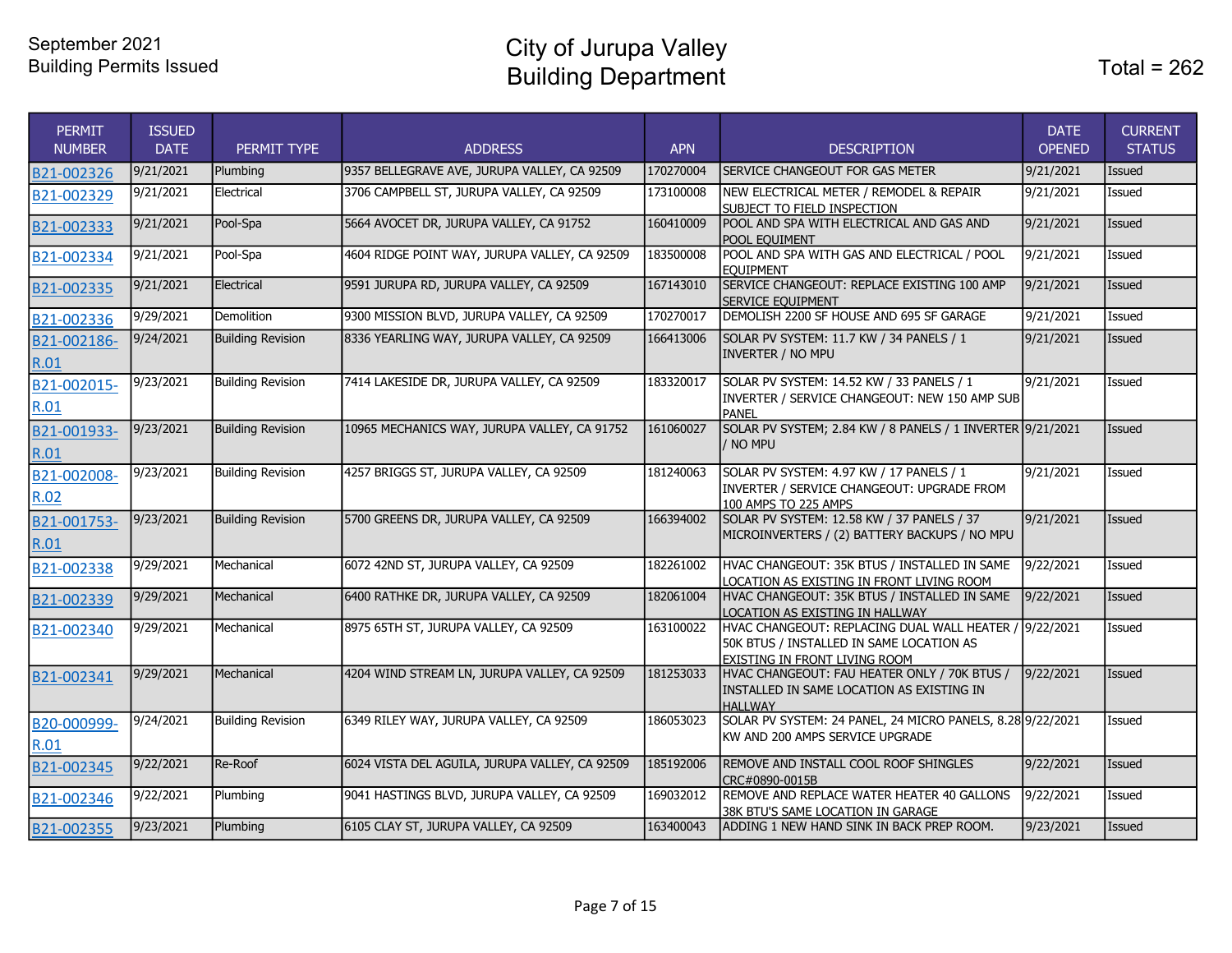September 2021
Building Permits Issued

# City of Jurupa Valley
# Building Department

Total = 262

| PERMIT NUMBER | ISSUED DATE | PERMIT TYPE | ADDRESS | APN | DESCRIPTION | DATE OPENED | CURRENT STATUS |
|---|---|---|---|---|---|---|---|
| B21-002326 | 9/21/2021 | Plumbing | 9357 BELLEGRAVE AVE, JURUPA VALLEY, CA 92509 | 170270004 | SERVICE CHANGEOUT FOR GAS METER | 9/21/2021 | Issued |
| B21-002329 | 9/21/2021 | Electrical | 3706 CAMPBELL ST, JURUPA VALLEY, CA 92509 | 173100008 | NEW ELECTRICAL METER / REMODEL & REPAIR SUBJECT TO FIELD INSPECTION | 9/21/2021 | Issued |
| B21-002333 | 9/21/2021 | Pool-Spa | 5664 AVOCET DR, JURUPA VALLEY, CA 91752 | 160410009 | POOL AND SPA WITH ELECTRICAL AND GAS AND POOL EQUIMENT | 9/21/2021 | Issued |
| B21-002334 | 9/21/2021 | Pool-Spa | 4604 RIDGE POINT WAY, JURUPA VALLEY, CA 92509 | 183500008 | POOL AND SPA WITH GAS AND ELECTRICAL / POOL EQUIPMENT | 9/21/2021 | Issued |
| B21-002335 | 9/21/2021 | Electrical | 9591 JURUPA RD, JURUPA VALLEY, CA 92509 | 167143010 | SERVICE CHANGEOUT: REPLACE EXISTING 100 AMP SERVICE EQUIPMENT | 9/21/2021 | Issued |
| B21-002336 | 9/29/2021 | Demolition | 9300 MISSION BLVD, JURUPA VALLEY, CA 92509 | 170270017 | DEMOLISH 2200 SF HOUSE AND 695 SF GARAGE | 9/21/2021 | Issued |
| B21-002186-R.01 | 9/24/2021 | Building Revision | 8336 YEARLING WAY, JURUPA VALLEY, CA 92509 | 166413006 | SOLAR PV SYSTEM: 11.7 KW / 34 PANELS / 1 INVERTER / NO MPU | 9/21/2021 | Issued |
| B21-002015-R.01 | 9/23/2021 | Building Revision | 7414 LAKESIDE DR, JURUPA VALLEY, CA 92509 | 183320017 | SOLAR PV SYSTEM: 14.52 KW / 33 PANELS / 1 INVERTER / SERVICE CHANGEOUT: NEW 150 AMP SUB PANEL | 9/21/2021 | Issued |
| B21-001933-R.01 | 9/23/2021 | Building Revision | 10965 MECHANICS WAY, JURUPA VALLEY, CA 91752 | 161060027 | SOLAR PV SYSTEM; 2.84 KW / 8 PANELS / 1 INVERTER / NO MPU | 9/21/2021 | Issued |
| B21-002008-R.02 | 9/23/2021 | Building Revision | 4257 BRIGGS ST, JURUPA VALLEY, CA 92509 | 181240063 | SOLAR PV SYSTEM: 4.97 KW / 17 PANELS / 1 INVERTER / SERVICE CHANGEOUT: UPGRADE FROM 100 AMPS TO 225 AMPS | 9/21/2021 | Issued |
| B21-001753-R.01 | 9/23/2021 | Building Revision | 5700 GREENS DR, JURUPA VALLEY, CA 92509 | 166394002 | SOLAR PV SYSTEM: 12.58 KW / 37 PANELS / 37 MICROINVERTERS / (2) BATTERY BACKUPS / NO MPU | 9/21/2021 | Issued |
| B21-002338 | 9/29/2021 | Mechanical | 6072 42ND ST, JURUPA VALLEY, CA 92509 | 182261002 | HVAC CHANGEOUT: 35K BTUS / INSTALLED IN SAME LOCATION AS EXISTING IN FRONT LIVING ROOM | 9/22/2021 | Issued |
| B21-002339 | 9/29/2021 | Mechanical | 6400 RATHKE DR, JURUPA VALLEY, CA 92509 | 182061004 | HVAC CHANGEOUT: 35K BTUS / INSTALLED IN SAME LOCATION AS EXISTING IN HALLWAY | 9/22/2021 | Issued |
| B21-002340 | 9/29/2021 | Mechanical | 8975 65TH ST, JURUPA VALLEY, CA 92509 | 163100022 | HVAC CHANGEOUT: REPLACING DUAL WALL HEATER / 50K BTUS / INSTALLED IN SAME LOCATION AS EXISTING IN FRONT LIVING ROOM | 9/22/2021 | Issued |
| B21-002341 | 9/29/2021 | Mechanical | 4204 WIND STREAM LN, JURUPA VALLEY, CA 92509 | 181253033 | HVAC CHANGEOUT: FAU HEATER ONLY / 70K BTUS / INSTALLED IN SAME LOCATION AS EXISTING IN HALLWAY | 9/22/2021 | Issued |
| B20-000999-R.01 | 9/24/2021 | Building Revision | 6349 RILEY WAY, JURUPA VALLEY, CA 92509 | 186053023 | SOLAR PV SYSTEM: 24 PANEL, 24 MICRO PANELS, 8.28 KW AND 200 AMPS SERVICE UPGRADE | 9/22/2021 | Issued |
| B21-002345 | 9/22/2021 | Re-Roof | 6024 VISTA DEL AGUILA, JURUPA VALLEY, CA 92509 | 185192006 | REMOVE AND INSTALL COOL ROOF SHINGLES CRC#0890-0015B | 9/22/2021 | Issued |
| B21-002346 | 9/22/2021 | Plumbing | 9041 HASTINGS BLVD, JURUPA VALLEY, CA 92509 | 169032012 | REMOVE AND REPLACE WATER HEATER 40 GALLONS 38K BTU'S SAME LOCATION IN GARAGE | 9/22/2021 | Issued |
| B21-002355 | 9/23/2021 | Plumbing | 6105 CLAY ST, JURUPA VALLEY, CA 92509 | 163400043 | ADDING 1 NEW HAND SINK IN BACK PREP ROOM. | 9/23/2021 | Issued |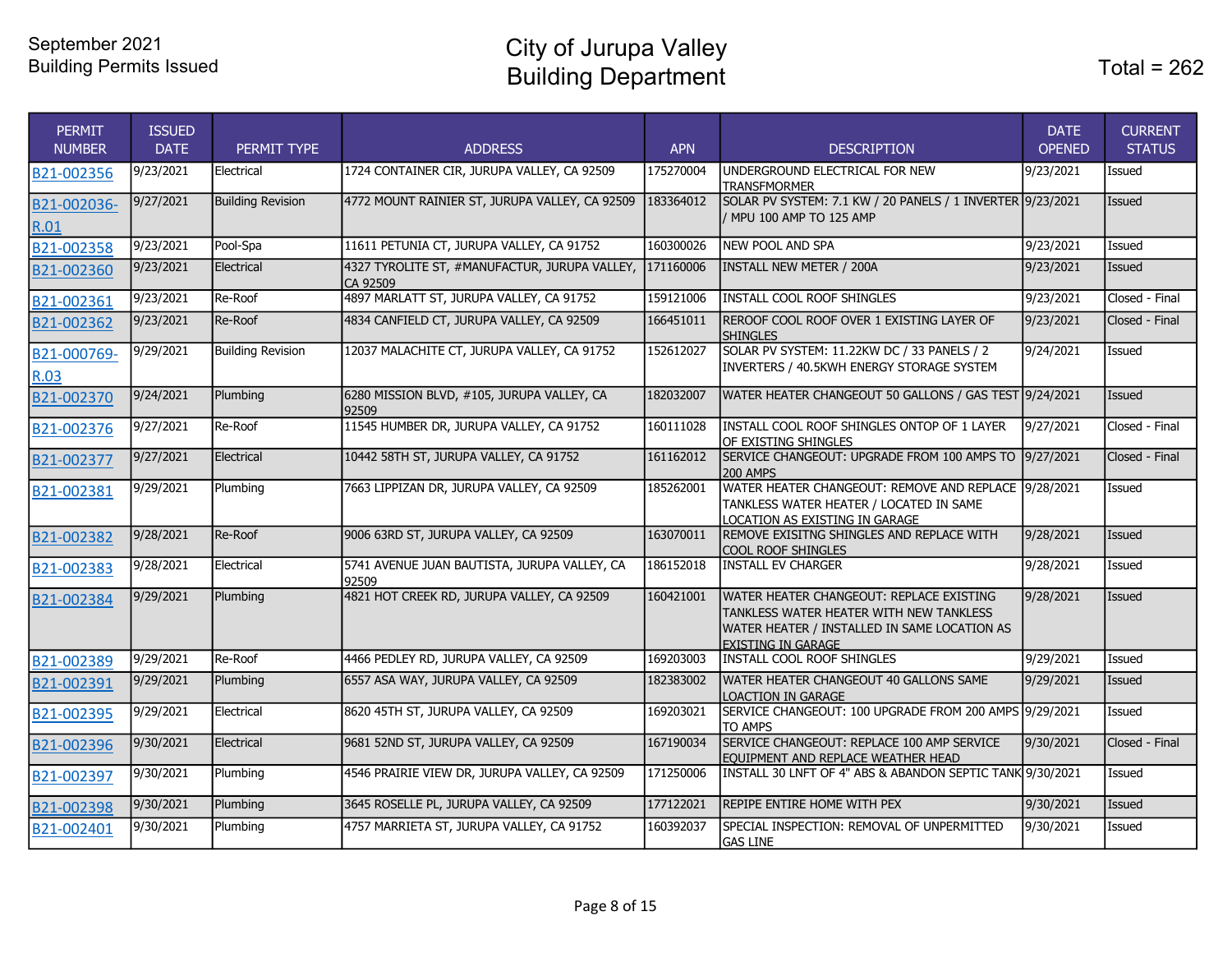September 2021
Building Permits Issued

# City of Jurupa Valley
# Building Department

Total = 262

| PERMIT NUMBER | ISSUED DATE | PERMIT TYPE | ADDRESS | APN | DESCRIPTION | DATE OPENED | CURRENT STATUS |
|---|---|---|---|---|---|---|---|
| B21-002356 | 9/23/2021 | Electrical | 1724 CONTAINER CIR, JURUPA VALLEY, CA 92509 | 175270004 | UNDERGROUND ELECTRICAL FOR NEW TRANSFMORMER | 9/23/2021 | Issued |
| B21-002036-R.01 | 9/27/2021 | Building Revision | 4772 MOUNT RAINIER ST, JURUPA VALLEY, CA 92509 | 183364012 | SOLAR PV SYSTEM: 7.1 KW / 20 PANELS / 1 INVERTER / MPU 100 AMP TO 125 AMP | 9/23/2021 | Issued |
| B21-002358 | 9/23/2021 | Pool-Spa | 11611 PETUNIA CT, JURUPA VALLEY, CA 91752 | 160300026 | NEW POOL AND SPA | 9/23/2021 | Issued |
| B21-002360 | 9/23/2021 | Electrical | 4327 TYROLITE ST, #MANUFACTUR, JURUPA VALLEY, CA 92509 | 171160006 | INSTALL NEW METER / 200A | 9/23/2021 | Issued |
| B21-002361 | 9/23/2021 | Re-Roof | 4897 MARLATT ST, JURUPA VALLEY, CA 91752 | 159121006 | INSTALL COOL ROOF SHINGLES | 9/23/2021 | Closed - Final |
| B21-002362 | 9/23/2021 | Re-Roof | 4834 CANFIELD CT, JURUPA VALLEY, CA 92509 | 166451011 | REROOF COOL ROOF OVER 1 EXISTING LAYER OF SHINGLES | 9/23/2021 | Closed - Final |
| B21-000769-R.03 | 9/29/2021 | Building Revision | 12037 MALACHITE CT, JURUPA VALLEY, CA 91752 | 152612027 | SOLAR PV SYSTEM: 11.22KW DC / 33 PANELS / 2 INVERTERS / 40.5KWH ENERGY STORAGE SYSTEM | 9/24/2021 | Issued |
| B21-002370 | 9/24/2021 | Plumbing | 6280 MISSION BLVD, #105, JURUPA VALLEY, CA 92509 | 182032007 | WATER HEATER CHANGEOUT 50 GALLONS / GAS TEST | 9/24/2021 | Issued |
| B21-002376 | 9/27/2021 | Re-Roof | 11545 HUMBER DR, JURUPA VALLEY, CA 91752 | 160111028 | INSTALL COOL ROOF SHINGLES ONTOP OF 1 LAYER OF EXISTING SHINGLES | 9/27/2021 | Closed - Final |
| B21-002377 | 9/27/2021 | Electrical | 10442 58TH ST, JURUPA VALLEY, CA 91752 | 161162012 | SERVICE CHANGEOUT: UPGRADE FROM 100 AMPS TO 200 AMPS | 9/27/2021 | Closed - Final |
| B21-002381 | 9/29/2021 | Plumbing | 7663 LIPPIZAN DR, JURUPA VALLEY, CA 92509 | 185262001 | WATER HEATER CHANGEOUT: REMOVE AND REPLACE TANKLESS WATER HEATER / LOCATED IN SAME LOCATION AS EXISTING IN GARAGE | 9/28/2021 | Issued |
| B21-002382 | 9/28/2021 | Re-Roof | 9006 63RD ST, JURUPA VALLEY, CA 92509 | 163070011 | REMOVE EXISITNG SHINGLES AND REPLACE WITH COOL ROOF SHINGLES | 9/28/2021 | Issued |
| B21-002383 | 9/28/2021 | Electrical | 5741 AVENUE JUAN BAUTISTA, JURUPA VALLEY, CA 92509 | 186152018 | INSTALL EV CHARGER | 9/28/2021 | Issued |
| B21-002384 | 9/29/2021 | Plumbing | 4821 HOT CREEK RD, JURUPA VALLEY, CA 92509 | 160421001 | WATER HEATER CHANGEOUT: REPLACE EXISTING TANKLESS WATER HEATER WITH NEW TANKLESS WATER HEATER / INSTALLED IN SAME LOCATION AS EXISTING IN GARAGE | 9/28/2021 | Issued |
| B21-002389 | 9/29/2021 | Re-Roof | 4466 PEDLEY RD, JURUPA VALLEY, CA 92509 | 169203003 | INSTALL COOL ROOF SHINGLES | 9/29/2021 | Issued |
| B21-002391 | 9/29/2021 | Plumbing | 6557 ASA WAY, JURUPA VALLEY, CA 92509 | 182383002 | WATER HEATER CHANGEOUT 40 GALLONS SAME LOACTION IN GARAGE | 9/29/2021 | Issued |
| B21-002395 | 9/29/2021 | Electrical | 8620 45TH ST, JURUPA VALLEY, CA 92509 | 169203021 | SERVICE CHANGEOUT: 100 UPGRADE FROM 200 AMPS TO AMPS | 9/29/2021 | Issued |
| B21-002396 | 9/30/2021 | Electrical | 9681 52ND ST, JURUPA VALLEY, CA 92509 | 167190034 | SERVICE CHANGEOUT: REPLACE 100 AMP SERVICE EQUIPMENT AND REPLACE WEATHER HEAD | 9/30/2021 | Closed - Final |
| B21-002397 | 9/30/2021 | Plumbing | 4546 PRAIRIE VIEW DR, JURUPA VALLEY, CA 92509 | 171250006 | INSTALL 30 LNFT OF 4" ABS & ABANDON SEPTIC TANK | 9/30/2021 | Issued |
| B21-002398 | 9/30/2021 | Plumbing | 3645 ROSELLE PL, JURUPA VALLEY, CA 92509 | 177122021 | REPIPE ENTIRE HOME WITH PEX | 9/30/2021 | Issued |
| B21-002401 | 9/30/2021 | Plumbing | 4757 MARRIETA ST, JURUPA VALLEY, CA 91752 | 160392037 | SPECIAL INSPECTION: REMOVAL OF UNPERMITTED GAS LINE | 9/30/2021 | Issued |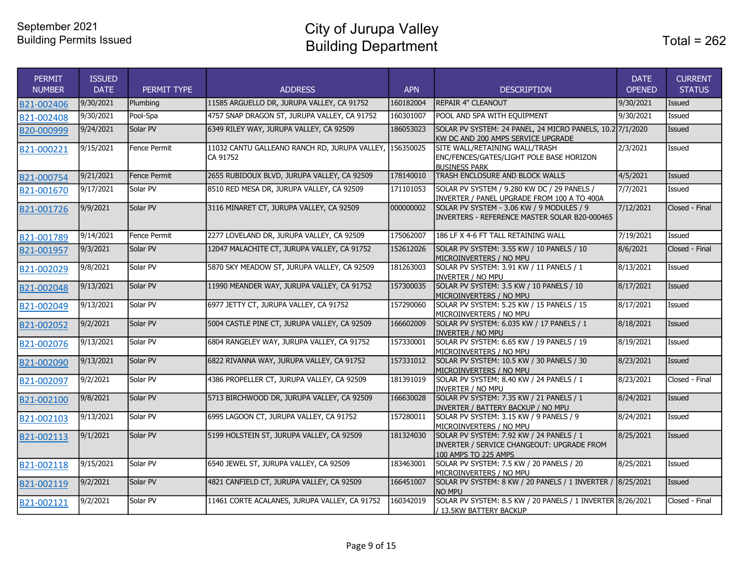September 2021
Building Permits Issued

# City of Jurupa Valley
# Building Department

Total = 262

| PERMIT NUMBER | ISSUED DATE | PERMIT TYPE | ADDRESS | APN | DESCRIPTION | DATE OPENED | CURRENT STATUS |
|---|---|---|---|---|---|---|---|
| B21-002406 | 9/30/2021 | Plumbing | 11585 ARGUELLO DR, JURUPA VALLEY, CA 91752 | 160182004 | REPAIR 4" CLEANOUT | 9/30/2021 | Issued |
| B21-002408 | 9/30/2021 | Pool-Spa | 4757 SNAP DRAGON ST, JURUPA VALLEY, CA 91752 | 160301007 | POOL AND SPA WITH EQUIPMENT | 9/30/2021 | Issued |
| B20-000999 | 9/24/2021 | Solar PV | 6349 RILEY WAY, JURUPA VALLEY, CA 92509 | 186053023 | SOLAR PV SYSTEM: 24 PANEL, 24 MICRO PANELS, 10.2 KW DC AND 200 AMPS SERVICE UPGRADE | 7/1/2020 | Issued |
| B21-000221 | 9/15/2021 | Fence Permit | 11032 CANTU GALLEANO RANCH RD, JURUPA VALLEY, CA 91752 | 156350025 | SITE WALL/RETAINING WALL/TRASH ENC/FENCES/GATES/LIGHT POLE BASE HORIZON BUSINESS PARK | 2/3/2021 | Issued |
| B21-000754 | 9/21/2021 | Fence Permit | 2655 RUBIDOUX BLVD, JURUPA VALLEY, CA 92509 | 178140010 | TRASH ENCLOSURE AND BLOCK WALLS | 4/5/2021 | Issued |
| B21-001670 | 9/17/2021 | Solar PV | 8510 RED MESA DR, JURUPA VALLEY, CA 92509 | 171101053 | SOLAR PV SYSTEM / 9.280 KW DC / 29 PANELS / INVERTER / PANEL UPGRADE FROM 100 A TO 400A | 7/7/2021 | Issued |
| B21-001726 | 9/9/2021 | Solar PV | 3116 MINARET CT, JURUPA VALLEY, CA 92509 | 000000002 | SOLAR PV SYSTEM - 3.06 KW / 9 MODULES / 9 INVERTERS - REFERENCE MASTER SOLAR B20-000465 | 7/12/2021 | Closed - Final |
| B21-001789 | 9/14/2021 | Fence Permit | 2277 LOVELAND DR, JURUPA VALLEY, CA 92509 | 175062007 | 186 LF X 4-6 FT TALL RETAINING WALL | 7/19/2021 | Issued |
| B21-001957 | 9/3/2021 | Solar PV | 12047 MALACHITE CT, JURUPA VALLEY, CA 91752 | 152612026 | SOLAR PV SYSTEM: 3.55 KW / 10 PANELS / 10 MICROINVERTERS / NO MPU | 8/6/2021 | Closed - Final |
| B21-002029 | 9/8/2021 | Solar PV | 5870 SKY MEADOW ST, JURUPA VALLEY, CA 92509 | 181263003 | SOLAR PV SYSTEM: 3.91 KW / 11 PANELS / 1 INVERTER / NO MPU | 8/13/2021 | Issued |
| B21-002048 | 9/13/2021 | Solar PV | 11990 MEANDER WAY, JURUPA VALLEY, CA 91752 | 157300035 | SOLAR PV SYSTEM: 3.5 KW / 10 PANELS / 10 MICROINVERTERS / NO MPU | 8/17/2021 | Issued |
| B21-002049 | 9/13/2021 | Solar PV | 6977 JETTY CT, JURUPA VALLEY, CA 91752 | 157290060 | SOLAR PV SYSTEM: 5.25 KW / 15 PANELS / 15 MICROINVERTERS / NO MPU | 8/17/2021 | Issued |
| B21-002052 | 9/2/2021 | Solar PV | 5004 CASTLE PINE CT, JURUPA VALLEY, CA 92509 | 166602009 | SOLAR PV SYSTEM: 6.035 KW / 17 PANELS / 1 INVERTER / NO MPU | 8/18/2021 | Issued |
| B21-002076 | 9/13/2021 | Solar PV | 6804 RANGELEY WAY, JURUPA VALLEY, CA 91752 | 157330001 | SOLAR PV SYSTEM: 6.65 KW / 19 PANELS / 19 MICROINVERTERS / NO MPU | 8/19/2021 | Issued |
| B21-002090 | 9/13/2021 | Solar PV | 6822 RIVANNA WAY, JURUPA VALLEY, CA 91752 | 157331012 | SOLAR PV SYSTEM: 10.5 KW / 30 PANELS / 30 MICROINVERTERS / NO MPU | 8/23/2021 | Issued |
| B21-002097 | 9/2/2021 | Solar PV | 4386 PROPELLER CT, JURUPA VALLEY, CA 92509 | 181391019 | SOLAR PV SYSTEM: 8.40 KW / 24 PANELS / 1 INVERTER / NO MPU | 8/23/2021 | Closed - Final |
| B21-002100 | 9/8/2021 | Solar PV | 5713 BIRCHWOOD DR, JURUPA VALLEY, CA 92509 | 166630028 | SOLAR PV SYSTEM: 7.35 KW / 21 PANELS / 1 INVERTER / BATTERY BACKUP / NO MPU | 8/24/2021 | Issued |
| B21-002103 | 9/13/2021 | Solar PV | 6995 LAGOON CT, JURUPA VALLEY, CA 91752 | 157280011 | SOLAR PV SYSTEM: 3.15 KW / 9 PANELS / 9 MICROINVERTERS / NO MPU | 8/24/2021 | Issued |
| B21-002113 | 9/1/2021 | Solar PV | 5199 HOLSTEIN ST, JURUPA VALLEY, CA 92509 | 181324030 | SOLAR PV SYSTEM: 7.92 KW / 24 PANELS / 1 INVERTER / SERVICE CHANGEOUT: UPGRADE FROM 100 AMPS TO 225 AMPS | 8/25/2021 | Issued |
| B21-002118 | 9/15/2021 | Solar PV | 6540 JEWEL ST, JURUPA VALLEY, CA 92509 | 183463001 | SOLAR PV SYSTEM: 7.5 KW / 20 PANELS / 20 MICROINVERTERS / NO MPU | 8/25/2021 | Issued |
| B21-002119 | 9/2/2021 | Solar PV | 4821 CANFIELD CT, JURUPA VALLEY, CA 92509 | 166451007 | SOLAR PV SYSTEM: 8 KW / 20 PANELS / 1 INVERTER / NO MPU | 8/25/2021 | Issued |
| B21-002121 | 9/2/2021 | Solar PV | 11461 CORTE ACALANES, JURUPA VALLEY, CA 91752 | 160342019 | SOLAR PV SYSTEM: 8.5 KW / 20 PANELS / 1 INVERTER / 13.5KW BATTERY BACKUP | 8/26/2021 | Closed - Final |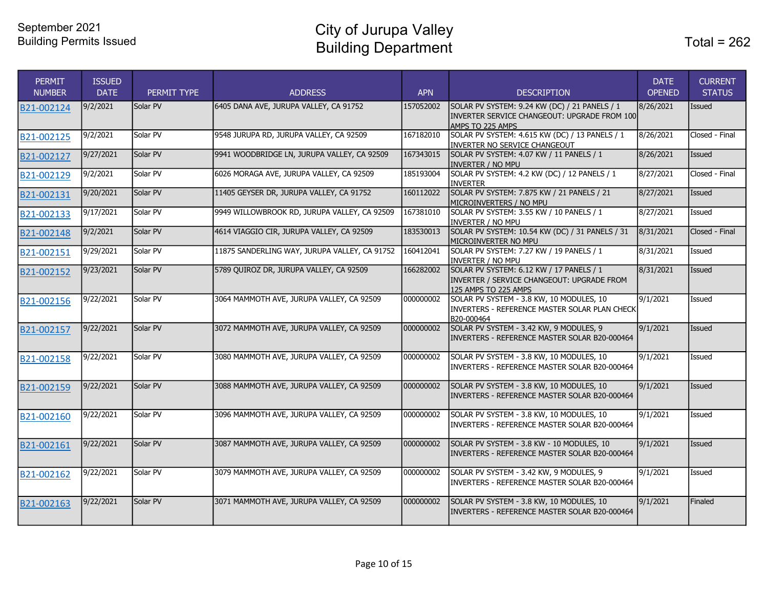September 2021
Building Permits Issued

# City of Jurupa Valley
# Building Department

Total = 262

| PERMIT NUMBER | ISSUED DATE | PERMIT TYPE | ADDRESS | APN | DESCRIPTION | DATE OPENED | CURRENT STATUS |
|---|---|---|---|---|---|---|---|
| B21-002124 | 9/2/2021 | Solar PV | 6405 DANA AVE, JURUPA VALLEY, CA 91752 | 157052002 | SOLAR PV SYSTEM: 9.24 KW (DC) / 21 PANELS / 1 INVERTER SERVICE CHANGEOUT: UPGRADE FROM 100 AMPS TO 225 AMPS | 8/26/2021 | Issued |
| B21-002125 | 9/2/2021 | Solar PV | 9548 JURUPA RD, JURUPA VALLEY, CA 92509 | 167182010 | SOLAR PV SYSTEM: 4.615 KW (DC) / 13 PANELS / 1 INVERTER NO SERVICE CHANGEOUT | 8/26/2021 | Closed - Final |
| B21-002127 | 9/27/2021 | Solar PV | 9941 WOODBRIDGE LN, JURUPA VALLEY, CA 92509 | 167343015 | SOLAR PV SYSTEM: 4.07 KW / 11 PANELS / 1 INVERTER / NO MPU | 8/26/2021 | Issued |
| B21-002129 | 9/2/2021 | Solar PV | 6026 MORAGA AVE, JURUPA VALLEY, CA 92509 | 185193004 | SOLAR PV SYSTEM: 4.2 KW (DC) / 12 PANELS / 1 INVERTER | 8/27/2021 | Closed - Final |
| B21-002131 | 9/20/2021 | Solar PV | 11405 GEYSER DR, JURUPA VALLEY, CA 91752 | 160112022 | SOLAR PV SYSTEM: 7.875 KW / 21 PANELS / 21 MICROINVERTERS / NO MPU | 8/27/2021 | Issued |
| B21-002133 | 9/17/2021 | Solar PV | 9949 WILLOWBROOK RD, JURUPA VALLEY, CA 92509 | 167381010 | SOLAR PV SYSTEM: 3.55 KW / 10 PANELS / 1 INVERTER / NO MPU | 8/27/2021 | Issued |
| B21-002148 | 9/2/2021 | Solar PV | 4614 VIAGGIO CIR, JURUPA VALLEY, CA 92509 | 183530013 | SOLAR PV SYSTEM: 10.54 KW (DC) / 31 PANELS / 31 MICROINVERTER NO MPU | 8/31/2021 | Closed - Final |
| B21-002151 | 9/29/2021 | Solar PV | 11875 SANDERLING WAY, JURUPA VALLEY, CA 91752 | 160412041 | SOLAR PV SYSTEM: 7.27 KW / 19 PANELS / 1 INVERTER / NO MPU | 8/31/2021 | Issued |
| B21-002152 | 9/23/2021 | Solar PV | 5789 QUIROZ DR, JURUPA VALLEY, CA 92509 | 166282002 | SOLAR PV SYSTEM: 6.12 KW / 17 PANELS / 1 INVERTER / SERVICE CHANGEOUT: UPGRADE FROM 125 AMPS TO 225 AMPS | 8/31/2021 | Issued |
| B21-002156 | 9/22/2021 | Solar PV | 3064 MAMMOTH AVE, JURUPA VALLEY, CA 92509 | 000000002 | SOLAR PV SYSTEM - 3.8 KW, 10 MODULES, 10 INVERTERS - REFERENCE MASTER SOLAR PLAN CHECK B20-000464 | 9/1/2021 | Issued |
| B21-002157 | 9/22/2021 | Solar PV | 3072 MAMMOTH AVE, JURUPA VALLEY, CA 92509 | 000000002 | SOLAR PV SYSTEM - 3.42 KW, 9 MODULES, 9 INVERTERS - REFERENCE MASTER SOLAR B20-000464 | 9/1/2021 | Issued |
| B21-002158 | 9/22/2021 | Solar PV | 3080 MAMMOTH AVE, JURUPA VALLEY, CA 92509 | 000000002 | SOLAR PV SYSTEM - 3.8 KW, 10 MODULES, 10 INVERTERS - REFERENCE MASTER SOLAR B20-000464 | 9/1/2021 | Issued |
| B21-002159 | 9/22/2021 | Solar PV | 3088 MAMMOTH AVE, JURUPA VALLEY, CA 92509 | 000000002 | SOLAR PV SYSTEM - 3.8 KW, 10 MODULES, 10 INVERTERS - REFERENCE MASTER SOLAR B20-000464 | 9/1/2021 | Issued |
| B21-002160 | 9/22/2021 | Solar PV | 3096 MAMMOTH AVE, JURUPA VALLEY, CA 92509 | 000000002 | SOLAR PV SYSTEM - 3.8 KW, 10 MODULES, 10 INVERTERS - REFERENCE MASTER SOLAR B20-000464 | 9/1/2021 | Issued |
| B21-002161 | 9/22/2021 | Solar PV | 3087 MAMMOTH AVE, JURUPA VALLEY, CA 92509 | 000000002 | SOLAR PV SYSTEM - 3.8 KW - 10 MODULES, 10 INVERTERS - REFERENCE MASTER SOLAR B20-000464 | 9/1/2021 | Issued |
| B21-002162 | 9/22/2021 | Solar PV | 3079 MAMMOTH AVE, JURUPA VALLEY, CA 92509 | 000000002 | SOLAR PV SYSTEM - 3.42 KW, 9 MODULES, 9 INVERTERS - REFERENCE MASTER SOLAR B20-000464 | 9/1/2021 | Issued |
| B21-002163 | 9/22/2021 | Solar PV | 3071 MAMMOTH AVE, JURUPA VALLEY, CA 92509 | 000000002 | SOLAR PV SYSTEM - 3.8 KW, 10 MODULES, 10 INVERTERS - REFERENCE MASTER SOLAR B20-000464 | 9/1/2021 | Finaled |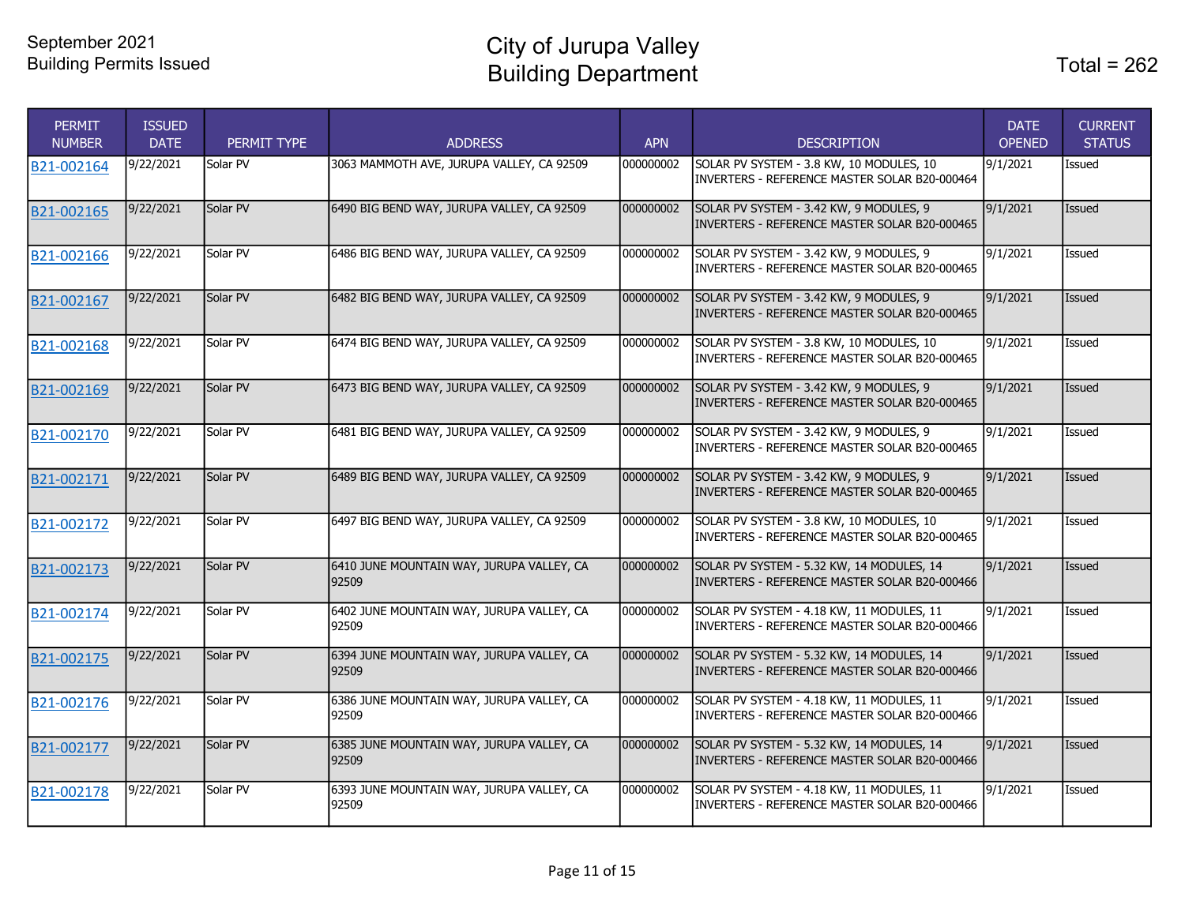September 2021
Building Permits Issued

# City of Jurupa Valley
# Building Department

Total = 262

| PERMIT NUMBER | ISSUED DATE | PERMIT TYPE | ADDRESS | APN | DESCRIPTION | DATE OPENED | CURRENT STATUS |
|---|---|---|---|---|---|---|---|
| B21-002164 | 9/22/2021 | Solar PV | 3063 MAMMOTH AVE, JURUPA VALLEY, CA 92509 | 000000002 | SOLAR PV SYSTEM - 3.8 KW, 10 MODULES, 10 INVERTERS - REFERENCE MASTER SOLAR B20-000464 | 9/1/2021 | Issued |
| B21-002165 | 9/22/2021 | Solar PV | 6490 BIG BEND WAY, JURUPA VALLEY, CA 92509 | 000000002 | SOLAR PV SYSTEM - 3.42 KW, 9 MODULES, 9 INVERTERS - REFERENCE MASTER SOLAR B20-000465 | 9/1/2021 | Issued |
| B21-002166 | 9/22/2021 | Solar PV | 6486 BIG BEND WAY, JURUPA VALLEY, CA 92509 | 000000002 | SOLAR PV SYSTEM - 3.42 KW, 9 MODULES, 9 INVERTERS - REFERENCE MASTER SOLAR B20-000465 | 9/1/2021 | Issued |
| B21-002167 | 9/22/2021 | Solar PV | 6482 BIG BEND WAY, JURUPA VALLEY, CA 92509 | 000000002 | SOLAR PV SYSTEM - 3.42 KW, 9 MODULES, 9 INVERTERS - REFERENCE MASTER SOLAR B20-000465 | 9/1/2021 | Issued |
| B21-002168 | 9/22/2021 | Solar PV | 6474 BIG BEND WAY, JURUPA VALLEY, CA 92509 | 000000002 | SOLAR PV SYSTEM - 3.8 KW, 10 MODULES, 10 INVERTERS - REFERENCE MASTER SOLAR B20-000465 | 9/1/2021 | Issued |
| B21-002169 | 9/22/2021 | Solar PV | 6473 BIG BEND WAY, JURUPA VALLEY, CA 92509 | 000000002 | SOLAR PV SYSTEM - 3.42 KW, 9 MODULES, 9 INVERTERS - REFERENCE MASTER SOLAR B20-000465 | 9/1/2021 | Issued |
| B21-002170 | 9/22/2021 | Solar PV | 6481 BIG BEND WAY, JURUPA VALLEY, CA 92509 | 000000002 | SOLAR PV SYSTEM - 3.42 KW, 9 MODULES, 9 INVERTERS - REFERENCE MASTER SOLAR B20-000465 | 9/1/2021 | Issued |
| B21-002171 | 9/22/2021 | Solar PV | 6489 BIG BEND WAY, JURUPA VALLEY, CA 92509 | 000000002 | SOLAR PV SYSTEM - 3.42 KW, 9 MODULES, 9 INVERTERS - REFERENCE MASTER SOLAR B20-000465 | 9/1/2021 | Issued |
| B21-002172 | 9/22/2021 | Solar PV | 6497 BIG BEND WAY, JURUPA VALLEY, CA 92509 | 000000002 | SOLAR PV SYSTEM - 3.8 KW, 10 MODULES, 10 INVERTERS - REFERENCE MASTER SOLAR B20-000465 | 9/1/2021 | Issued |
| B21-002173 | 9/22/2021 | Solar PV | 6410 JUNE MOUNTAIN WAY, JURUPA VALLEY, CA 92509 | 000000002 | SOLAR PV SYSTEM - 5.32 KW, 14 MODULES, 14 INVERTERS - REFERENCE MASTER SOLAR B20-000466 | 9/1/2021 | Issued |
| B21-002174 | 9/22/2021 | Solar PV | 6402 JUNE MOUNTAIN WAY, JURUPA VALLEY, CA 92509 | 000000002 | SOLAR PV SYSTEM - 4.18 KW, 11 MODULES, 11 INVERTERS - REFERENCE MASTER SOLAR B20-000466 | 9/1/2021 | Issued |
| B21-002175 | 9/22/2021 | Solar PV | 6394 JUNE MOUNTAIN WAY, JURUPA VALLEY, CA 92509 | 000000002 | SOLAR PV SYSTEM - 5.32 KW, 14 MODULES, 14 INVERTERS - REFERENCE MASTER SOLAR B20-000466 | 9/1/2021 | Issued |
| B21-002176 | 9/22/2021 | Solar PV | 6386 JUNE MOUNTAIN WAY, JURUPA VALLEY, CA 92509 | 000000002 | SOLAR PV SYSTEM - 4.18 KW, 11 MODULES, 11 INVERTERS - REFERENCE MASTER SOLAR B20-000466 | 9/1/2021 | Issued |
| B21-002177 | 9/22/2021 | Solar PV | 6385 JUNE MOUNTAIN WAY, JURUPA VALLEY, CA 92509 | 000000002 | SOLAR PV SYSTEM - 5.32 KW, 14 MODULES, 14 INVERTERS - REFERENCE MASTER SOLAR B20-000466 | 9/1/2021 | Issued |
| B21-002178 | 9/22/2021 | Solar PV | 6393 JUNE MOUNTAIN WAY, JURUPA VALLEY, CA 92509 | 000000002 | SOLAR PV SYSTEM - 4.18 KW, 11 MODULES, 11 INVERTERS - REFERENCE MASTER SOLAR B20-000466 | 9/1/2021 | Issued |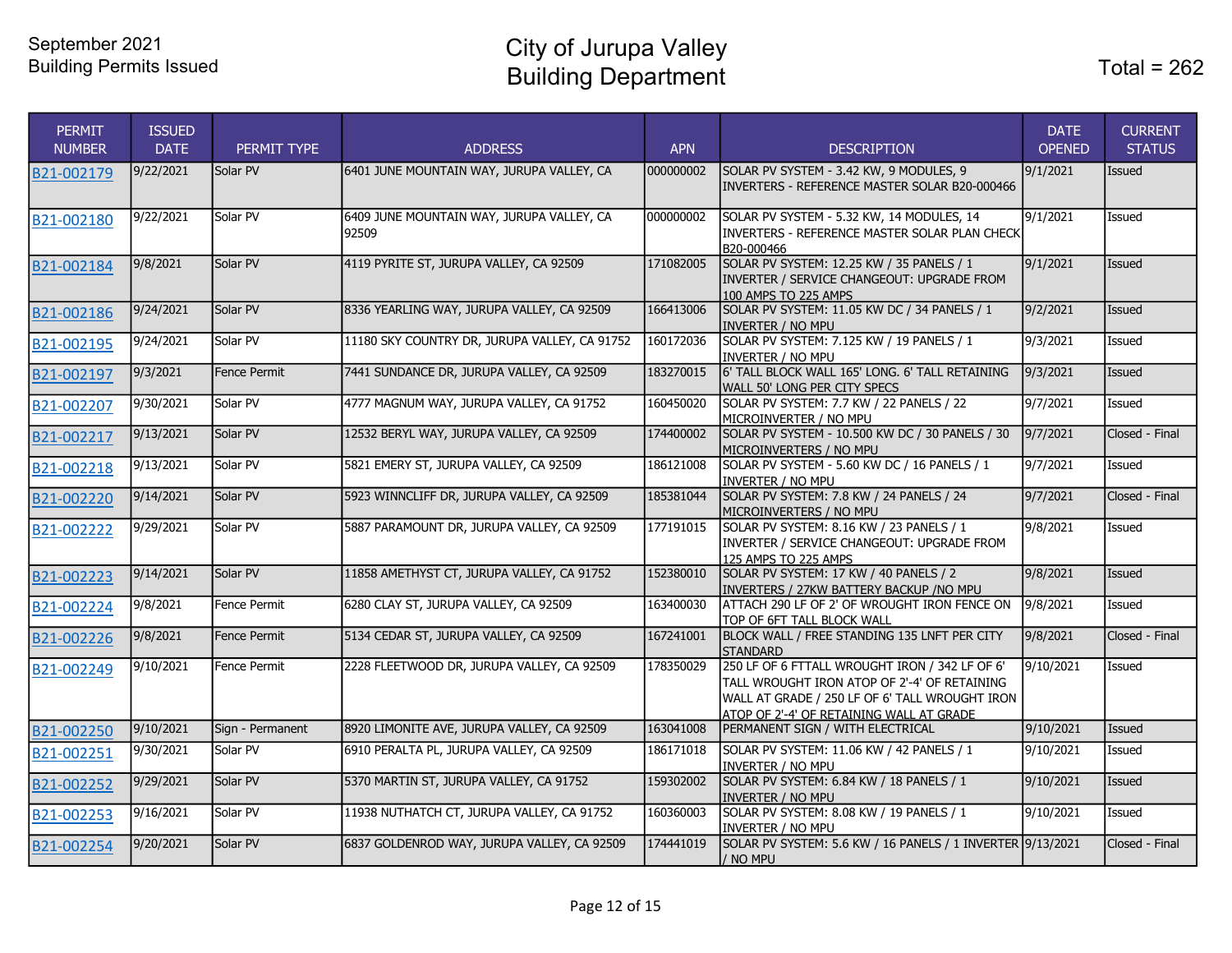September 2021
Building Permits Issued

# City of Jurupa Valley
# Building Department

Total = 262

| PERMIT NUMBER | ISSUED DATE | PERMIT TYPE | ADDRESS | APN | DESCRIPTION | DATE OPENED | CURRENT STATUS |
|---|---|---|---|---|---|---|---|
| B21-002179 | 9/22/2021 | Solar PV | 6401 JUNE MOUNTAIN WAY, JURUPA VALLEY, CA | 000000002 | SOLAR PV SYSTEM - 3.42 KW, 9 MODULES, 9 INVERTERS - REFERENCE MASTER SOLAR B20-000466 | 9/1/2021 | Issued |
| B21-002180 | 9/22/2021 | Solar PV | 6409 JUNE MOUNTAIN WAY, JURUPA VALLEY, CA 92509 | 000000002 | SOLAR PV SYSTEM - 5.32 KW, 14 MODULES, 14 INVERTERS - REFERENCE MASTER SOLAR PLAN CHECK B20-000466 | 9/1/2021 | Issued |
| B21-002184 | 9/8/2021 | Solar PV | 4119 PYRITE ST, JURUPA VALLEY, CA 92509 | 171082005 | SOLAR PV SYSTEM: 12.25 KW / 35 PANELS / 1 INVERTER / SERVICE CHANGEOUT: UPGRADE FROM 100 AMPS TO 225 AMPS | 9/1/2021 | Issued |
| B21-002186 | 9/24/2021 | Solar PV | 8336 YEARLING WAY, JURUPA VALLEY, CA 92509 | 166413006 | SOLAR PV SYSTEM: 11.05 KW DC / 34 PANELS / 1 INVERTER / NO MPU | 9/2/2021 | Issued |
| B21-002195 | 9/24/2021 | Solar PV | 11180 SKY COUNTRY DR, JURUPA VALLEY, CA 91752 | 160172036 | SOLAR PV SYSTEM: 7.125 KW / 19 PANELS / 1 INVERTER / NO MPU | 9/3/2021 | Issued |
| B21-002197 | 9/3/2021 | Fence Permit | 7441 SUNDANCE DR, JURUPA VALLEY, CA 92509 | 183270015 | 6' TALL BLOCK WALL 165' LONG. 6' TALL RETAINING WALL 50' LONG PER CITY SPECS | 9/3/2021 | Issued |
| B21-002207 | 9/30/2021 | Solar PV | 4777 MAGNUM WAY, JURUPA VALLEY, CA 91752 | 160450020 | SOLAR PV SYSTEM: 7.7 KW / 22 PANELS / 22 MICROINVERTER / NO MPU | 9/7/2021 | Issued |
| B21-002217 | 9/13/2021 | Solar PV | 12532 BERYL WAY, JURUPA VALLEY, CA 92509 | 174400002 | SOLAR PV SYSTEM - 10.500 KW DC / 30 PANELS / 30 MICROINVERTERS / NO MPU | 9/7/2021 | Closed - Final |
| B21-002218 | 9/13/2021 | Solar PV | 5821 EMERY ST, JURUPA VALLEY, CA 92509 | 186121008 | SOLAR PV SYSTEM - 5.60 KW DC / 16 PANELS / 1 INVERTER / NO MPU | 9/7/2021 | Issued |
| B21-002220 | 9/14/2021 | Solar PV | 5923 WINNCLIFF DR, JURUPA VALLEY, CA 92509 | 185381044 | SOLAR PV SYSTEM: 7.8 KW / 24 PANELS / 24 MICROINVERTERS / NO MPU | 9/7/2021 | Closed - Final |
| B21-002222 | 9/29/2021 | Solar PV | 5887 PARAMOUNT DR, JURUPA VALLEY, CA 92509 | 177191015 | SOLAR PV SYSTEM: 8.16 KW / 23 PANELS / 1 INVERTER / SERVICE CHANGEOUT: UPGRADE FROM 125 AMPS TO 225 AMPS | 9/8/2021 | Issued |
| B21-002223 | 9/14/2021 | Solar PV | 11858 AMETHYST CT, JURUPA VALLEY, CA 91752 | 152380010 | SOLAR PV SYSTEM: 17 KW / 40 PANELS / 2 INVERTERS / 27KW BATTERY BACKUP /NO MPU | 9/8/2021 | Issued |
| B21-002224 | 9/8/2021 | Fence Permit | 6280 CLAY ST, JURUPA VALLEY, CA 92509 | 163400030 | ATTACH 290 LF OF 2' OF WROUGHT IRON FENCE ON TOP OF 6FT TALL BLOCK WALL | 9/8/2021 | Issued |
| B21-002226 | 9/8/2021 | Fence Permit | 5134 CEDAR ST, JURUPA VALLEY, CA 92509 | 167241001 | BLOCK WALL / FREE STANDING 135 LNFT PER CITY STANDARD | 9/8/2021 | Closed - Final |
| B21-002249 | 9/10/2021 | Fence Permit | 2228 FLEETWOOD DR, JURUPA VALLEY, CA 92509 | 178350029 | 250 LF OF 6 FTTALL WROUGHT IRON / 342 LF OF 6' TALL WROUGHT IRON ATOP OF 2'-4' OF RETAINING WALL AT GRADE / 250 LF OF 6' TALL WROUGHT IRON ATOP OF 2'-4' OF RETAINING WALL AT GRADE | 9/10/2021 | Issued |
| B21-002250 | 9/10/2021 | Sign - Permanent | 8920 LIMONITE AVE, JURUPA VALLEY, CA 92509 | 163041008 | PERMANENT SIGN / WITH ELECTRICAL | 9/10/2021 | Issued |
| B21-002251 | 9/30/2021 | Solar PV | 6910 PERALTA PL, JURUPA VALLEY, CA 92509 | 186171018 | SOLAR PV SYSTEM: 11.06 KW / 42 PANELS / 1 INVERTER / NO MPU | 9/10/2021 | Issued |
| B21-002252 | 9/29/2021 | Solar PV | 5370 MARTIN ST, JURUPA VALLEY, CA 91752 | 159302002 | SOLAR PV SYSTEM: 6.84 KW / 18 PANELS / 1 INVERTER / NO MPU | 9/10/2021 | Issued |
| B21-002253 | 9/16/2021 | Solar PV | 11938 NUTHATCH CT, JURUPA VALLEY, CA 91752 | 160360003 | SOLAR PV SYSTEM: 8.08 KW / 19 PANELS / 1 INVERTER / NO MPU | 9/10/2021 | Issued |
| B21-002254 | 9/20/2021 | Solar PV | 6837 GOLDENROD WAY, JURUPA VALLEY, CA 92509 | 174441019 | SOLAR PV SYSTEM: 5.6 KW / 16 PANELS / 1 INVERTER / NO MPU | 9/13/2021 | Closed - Final |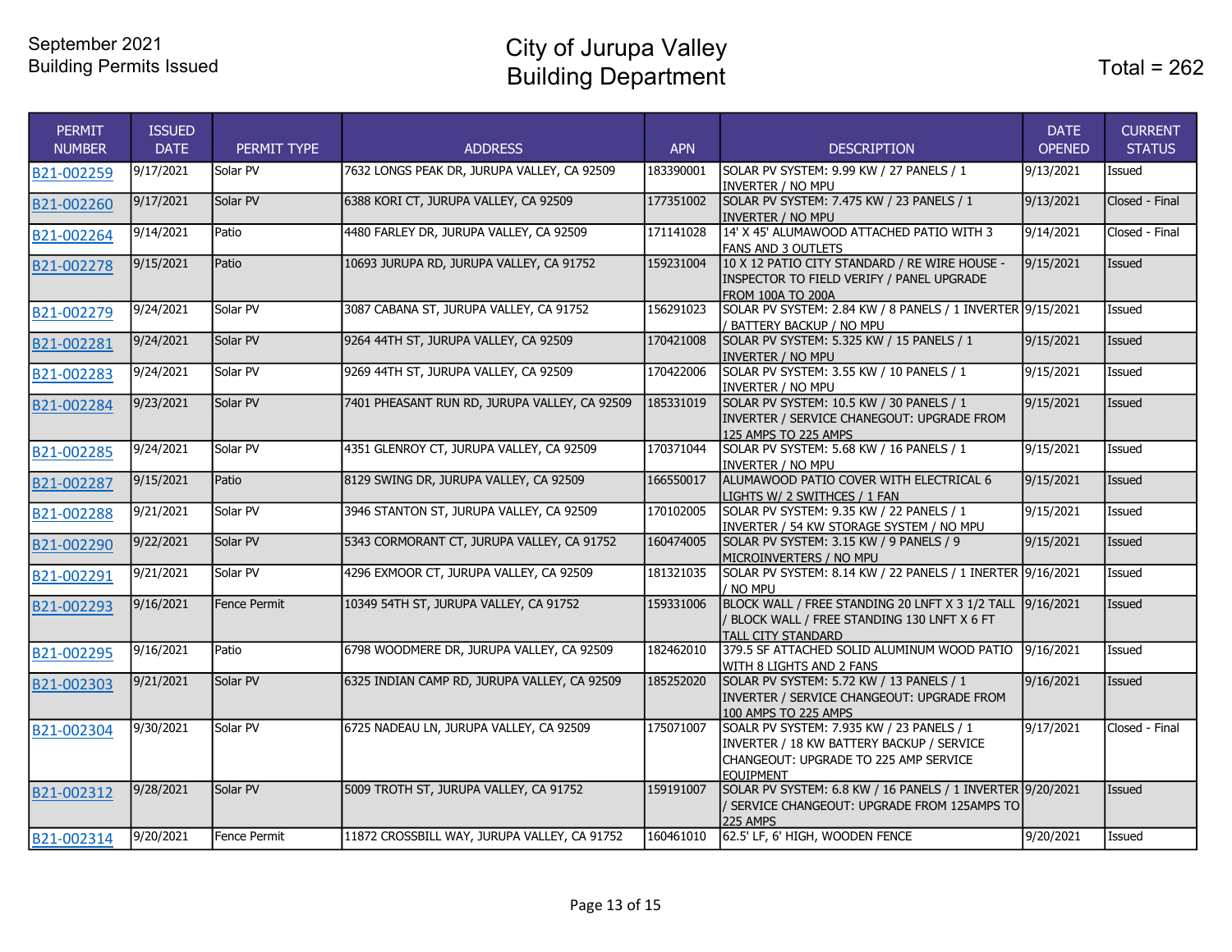September 2021
Building Permits Issued

# City of Jurupa Valley
# Building Department

Total = 262

| PERMIT NUMBER | ISSUED DATE | PERMIT TYPE | ADDRESS | APN | DESCRIPTION | DATE OPENED | CURRENT STATUS |
|---|---|---|---|---|---|---|---|
| B21-002259 | 9/17/2021 | Solar PV | 7632 LONGS PEAK DR, JURUPA VALLEY, CA 92509 | 183390001 | SOLAR PV SYSTEM: 9.99 KW / 27 PANELS / 1 INVERTER / NO MPU | 9/13/2021 | Issued |
| B21-002260 | 9/17/2021 | Solar PV | 6388 KORI CT, JURUPA VALLEY, CA 92509 | 177351002 | SOLAR PV SYSTEM: 7.475 KW / 23 PANELS / 1 INVERTER / NO MPU | 9/13/2021 | Closed - Final |
| B21-002264 | 9/14/2021 | Patio | 4480 FARLEY DR, JURUPA VALLEY, CA 92509 | 171141028 | 14' X 45' ALUMAWOOD ATTACHED PATIO WITH 3 FANS AND 3 OUTLETS | 9/14/2021 | Closed - Final |
| B21-002278 | 9/15/2021 | Patio | 10693 JURUPA RD, JURUPA VALLEY, CA 91752 | 159231004 | 10 X 12 PATIO CITY STANDARD / RE WIRE HOUSE - INSPECTOR TO FIELD VERIFY / PANEL UPGRADE FROM 100A TO 200A | 9/15/2021 | Issued |
| B21-002279 | 9/24/2021 | Solar PV | 3087 CABANA ST, JURUPA VALLEY, CA 91752 | 156291023 | SOLAR PV SYSTEM: 2.84 KW / 8 PANELS / 1 INVERTER / BATTERY BACKUP / NO MPU | 9/15/2021 | Issued |
| B21-002281 | 9/24/2021 | Solar PV | 9264 44TH ST, JURUPA VALLEY, CA 92509 | 170421008 | SOLAR PV SYSTEM: 5.325 KW / 15 PANELS / 1 INVERTER / NO MPU | 9/15/2021 | Issued |
| B21-002283 | 9/24/2021 | Solar PV | 9269 44TH ST, JURUPA VALLEY, CA 92509 | 170422006 | SOLAR PV SYSTEM: 3.55 KW / 10 PANELS / 1 INVERTER / NO MPU | 9/15/2021 | Issued |
| B21-002284 | 9/23/2021 | Solar PV | 7401 PHEASANT RUN RD, JURUPA VALLEY, CA 92509 | 185331019 | SOLAR PV SYSTEM: 10.5 KW / 30 PANELS / 1 INVERTER / SERVICE CHANEGOUT: UPGRADE FROM 125 AMPS TO 225 AMPS | 9/15/2021 | Issued |
| B21-002285 | 9/24/2021 | Solar PV | 4351 GLENROY CT, JURUPA VALLEY, CA 92509 | 170371044 | SOLAR PV SYSTEM: 5.68 KW / 16 PANELS / 1 INVERTER / NO MPU | 9/15/2021 | Issued |
| B21-002287 | 9/15/2021 | Patio | 8129 SWING DR, JURUPA VALLEY, CA 92509 | 166550017 | ALUMAWOOD PATIO COVER WITH ELECTRICAL 6 LIGHTS W/ 2 SWITHCES / 1 FAN | 9/15/2021 | Issued |
| B21-002288 | 9/21/2021 | Solar PV | 3946 STANTON ST, JURUPA VALLEY, CA 92509 | 170102005 | SOLAR PV SYSTEM: 9.35 KW / 22 PANELS / 1 INVERTER / 54 KW STORAGE SYSTEM / NO MPU | 9/15/2021 | Issued |
| B21-002290 | 9/22/2021 | Solar PV | 5343 CORMORANT CT, JURUPA VALLEY, CA 91752 | 160474005 | SOLAR PV SYSTEM: 3.15 KW / 9 PANELS / 9 MICROINVERTERS / NO MPU | 9/15/2021 | Issued |
| B21-002291 | 9/21/2021 | Solar PV | 4296 EXMOOR CT, JURUPA VALLEY, CA 92509 | 181321035 | SOLAR PV SYSTEM: 8.14 KW / 22 PANELS / 1 INERTER / NO MPU | 9/16/2021 | Issued |
| B21-002293 | 9/16/2021 | Fence Permit | 10349 54TH ST, JURUPA VALLEY, CA 91752 | 159331006 | BLOCK WALL / FREE STANDING 20 LNFT X 3 1/2 TALL / BLOCK WALL / FREE STANDING 130 LNFT X 6 FT TALL CITY STANDARD | 9/16/2021 | Issued |
| B21-002295 | 9/16/2021 | Patio | 6798 WOODMERE DR, JURUPA VALLEY, CA 92509 | 182462010 | 379.5 SF ATTACHED SOLID ALUMINUM WOOD PATIO WITH 8 LIGHTS AND 2 FANS | 9/16/2021 | Issued |
| B21-002303 | 9/21/2021 | Solar PV | 6325 INDIAN CAMP RD, JURUPA VALLEY, CA 92509 | 185252020 | SOLAR PV SYSTEM: 5.72 KW / 13 PANELS / 1 INVERTER / SERVICE CHANGEOUT: UPGRADE FROM 100 AMPS TO 225 AMPS | 9/16/2021 | Issued |
| B21-002304 | 9/30/2021 | Solar PV | 6725 NADEAU LN, JURUPA VALLEY, CA 92509 | 175071007 | SOALR PV SYSTEM: 7.935 KW / 23 PANELS / 1 INVERTER / 18 KW BATTERY BACKUP / SERVICE CHANGEOUT: UPGRADE TO 225 AMP SERVICE EQUIPMENT | 9/17/2021 | Closed - Final |
| B21-002312 | 9/28/2021 | Solar PV | 5009 TROTH ST, JURUPA VALLEY, CA 91752 | 159191007 | SOLAR PV SYSTEM: 6.8 KW / 16 PANELS / 1 INVERTER / SERVICE CHANGEOUT: UPGRADE FROM 125AMPS TO 225 AMPS | 9/20/2021 | Issued |
| B21-002314 | 9/20/2021 | Fence Permit | 11872 CROSSBILL WAY, JURUPA VALLEY, CA 91752 | 160461010 | 62.5' LF, 6' HIGH, WOODEN FENCE | 9/20/2021 | Issued |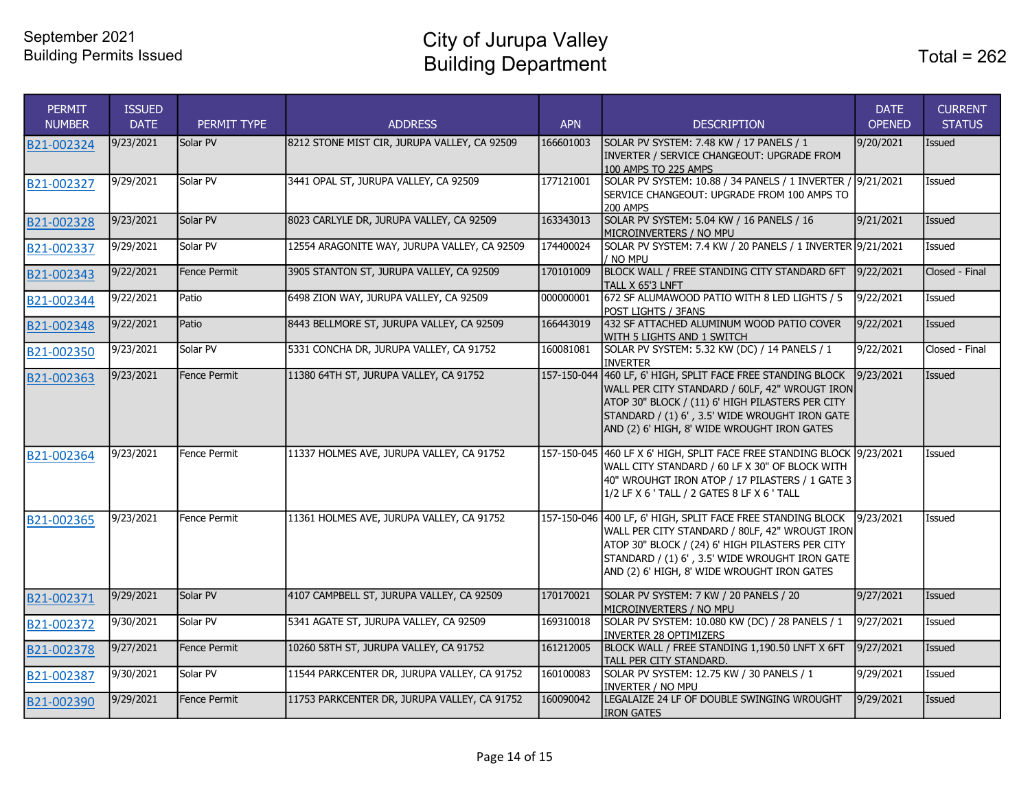September 2021
Building Permits Issued

# City of Jurupa Valley
# Building Department

Total = 262

| PERMIT NUMBER | ISSUED DATE | PERMIT TYPE | ADDRESS | APN | DESCRIPTION | DATE OPENED | CURRENT STATUS |
|---|---|---|---|---|---|---|---|
| B21-002324 | 9/23/2021 | Solar PV | 8212 STONE MIST CIR, JURUPA VALLEY, CA 92509 | 166601003 | SOLAR PV SYSTEM: 7.48 KW / 17 PANELS / 1 INVERTER / SERVICE CHANGEOUT: UPGRADE FROM 100 AMPS TO 225 AMPS | 9/20/2021 | Issued |
| B21-002327 | 9/29/2021 | Solar PV | 3441 OPAL ST, JURUPA VALLEY, CA 92509 | 177121001 | SOLAR PV SYSTEM: 10.88 / 34 PANELS / 1 INVERTER / SERVICE CHANGEOUT: UPGRADE FROM 100 AMPS TO 200 AMPS | 9/21/2021 | Issued |
| B21-002328 | 9/23/2021 | Solar PV | 8023 CARLYLE DR, JURUPA VALLEY, CA 92509 | 163343013 | SOLAR PV SYSTEM: 5.04 KW / 16 PANELS / 16 MICROINVERTERS / NO MPU | 9/21/2021 | Issued |
| B21-002337 | 9/29/2021 | Solar PV | 12554 ARAGONITE WAY, JURUPA VALLEY, CA 92509 | 174400024 | SOLAR PV SYSTEM: 7.4 KW / 20 PANELS / 1 INVERTER / NO MPU | 9/21/2021 | Issued |
| B21-002343 | 9/22/2021 | Fence Permit | 3905 STANTON ST, JURUPA VALLEY, CA 92509 | 170101009 | BLOCK WALL / FREE STANDING CITY STANDARD 6FT TALL X 65'3 LNFT | 9/22/2021 | Closed - Final |
| B21-002344 | 9/22/2021 | Patio | 6498 ZION WAY, JURUPA VALLEY, CA 92509 | 000000001 | 672 SF ALUMAWOOD PATIO WITH 8 LED LIGHTS / 5 POST LIGHTS / 3FANS | 9/22/2021 | Issued |
| B21-002348 | 9/22/2021 | Patio | 8443 BELLMORE ST, JURUPA VALLEY, CA 92509 | 166443019 | 432 SF ATTACHED ALUMINUM WOOD PATIO COVER WITH 5 LIGHTS AND 1 SWITCH | 9/22/2021 | Issued |
| B21-002350 | 9/23/2021 | Solar PV | 5331 CONCHA DR, JURUPA VALLEY, CA 91752 | 160081081 | SOLAR PV SYSTEM: 5.32 KW (DC) / 14 PANELS / 1 INVERTER | 9/22/2021 | Closed - Final |
| B21-002363 | 9/23/2021 | Fence Permit | 11380 64TH ST, JURUPA VALLEY, CA 91752 | 157-150-044 | 460 LF, 6' HIGH, SPLIT FACE FREE STANDING BLOCK WALL PER CITY STANDARD / 60LF, 42" WROUGT IRON ATOP 30" BLOCK / (11) 6' HIGH PILASTERS PER CITY STANDARD / (1) 6' , 3.5' WIDE WROUGHT IRON GATE AND (2) 6' HIGH, 8' WIDE WROUGHT IRON GATES | 9/23/2021 | Issued |
| B21-002364 | 9/23/2021 | Fence Permit | 11337 HOLMES AVE, JURUPA VALLEY, CA 91752 | 157-150-045 | 460 LF X 6' HIGH, SPLIT FACE FREE STANDING BLOCK WALL CITY STANDARD / 60 LF X 30" OF BLOCK WITH 40" WROUHGT IRON ATOP / 17 PILASTERS / 1 GATE 3 1/2 LF X 6 ' TALL / 2 GATES 8 LF X 6 ' TALL | 9/23/2021 | Issued |
| B21-002365 | 9/23/2021 | Fence Permit | 11361 HOLMES AVE, JURUPA VALLEY, CA 91752 | 157-150-046 | 400 LF, 6' HIGH, SPLIT FACE FREE STANDING BLOCK WALL PER CITY STANDARD / 80LF, 42" WROUGT IRON ATOP 30" BLOCK / (24) 6' HIGH PILASTERS PER CITY STANDARD / (1) 6' , 3.5' WIDE WROUGHT IRON GATE AND (2) 6' HIGH, 8' WIDE WROUGHT IRON GATES | 9/23/2021 | Issued |
| B21-002371 | 9/29/2021 | Solar PV | 4107 CAMPBELL ST, JURUPA VALLEY, CA 92509 | 170170021 | SOLAR PV SYSTEM: 7 KW / 20 PANELS / 20 MICROINVERTERS / NO MPU | 9/27/2021 | Issued |
| B21-002372 | 9/30/2021 | Solar PV | 5341 AGATE ST, JURUPA VALLEY, CA 92509 | 169310018 | SOLAR PV SYSTEM: 10.080 KW (DC) / 28 PANELS / 1 INVERTER 28 OPTIMIZERS | 9/27/2021 | Issued |
| B21-002378 | 9/27/2021 | Fence Permit | 10260 58TH ST, JURUPA VALLEY, CA 91752 | 161212005 | BLOCK WALL / FREE STANDING 1,190.50 LNFT X 6FT TALL PER CITY STANDARD. | 9/27/2021 | Issued |
| B21-002387 | 9/30/2021 | Solar PV | 11544 PARKCENTER DR, JURUPA VALLEY, CA 91752 | 160100083 | SOLAR PV SYSTEM: 12.75 KW / 30 PANELS / 1 INVERTER / NO MPU | 9/29/2021 | Issued |
| B21-002390 | 9/29/2021 | Fence Permit | 11753 PARKCENTER DR, JURUPA VALLEY, CA 91752 | 160090042 | LEGALAIZE 24 LF OF DOUBLE SWINGING WROUGHT IRON GATES | 9/29/2021 | Issued |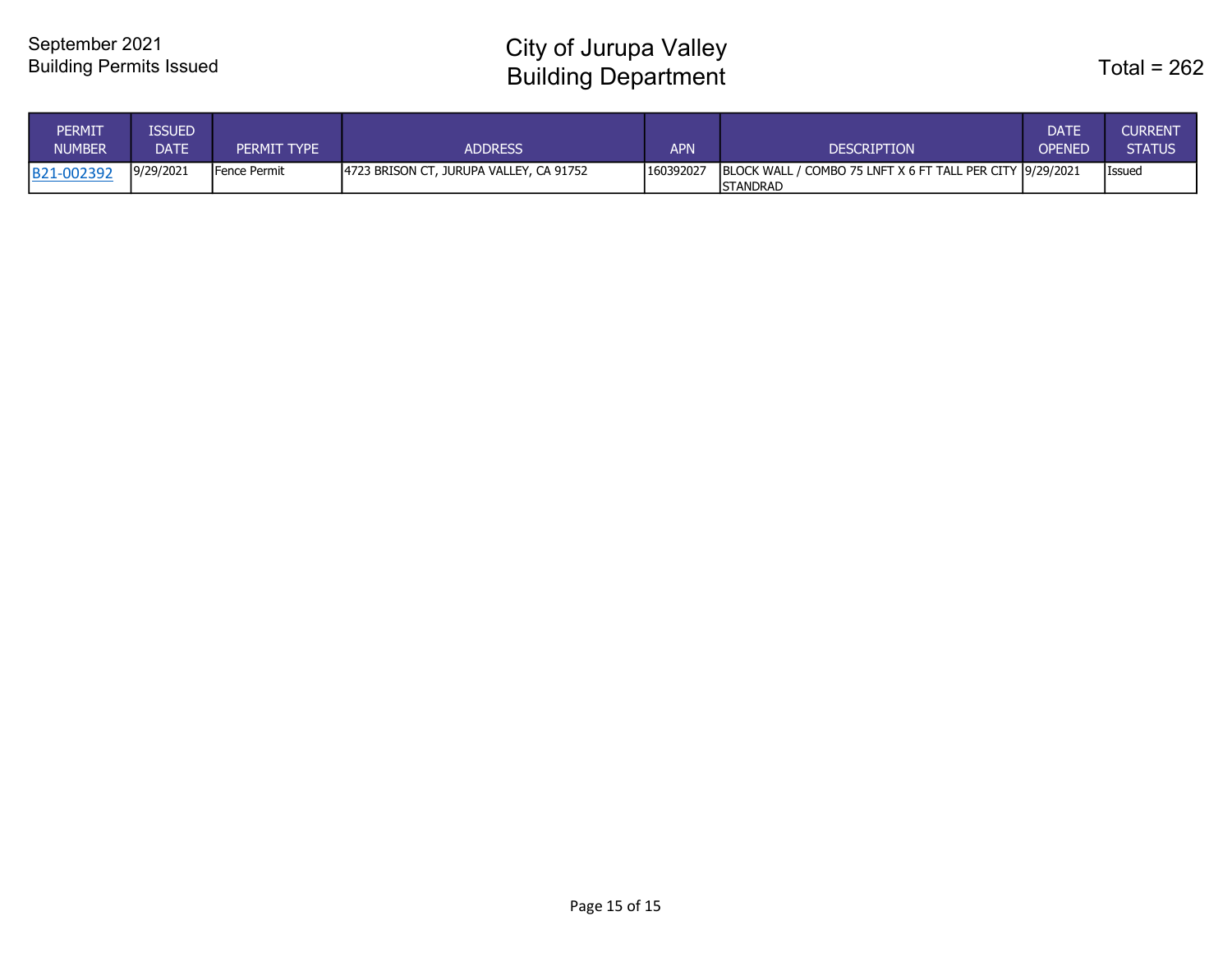September 2021
Building Permits Issued

# City of Jurupa Valley
# Building Department

Total = 262

| PERMIT NUMBER | ISSUED DATE | PERMIT TYPE | ADDRESS | APN | DESCRIPTION | DATE OPENED | CURRENT STATUS |
|---|---|---|---|---|---|---|---|
| B21-002392 | 9/29/2021 | Fence Permit | 4723 BRISON CT, JURUPA VALLEY, CA 91752 | 160392027 | BLOCK WALL / COMBO 75 LNFT X 6 FT TALL PER CITY STANDRAD | 9/29/2021 | Issued |